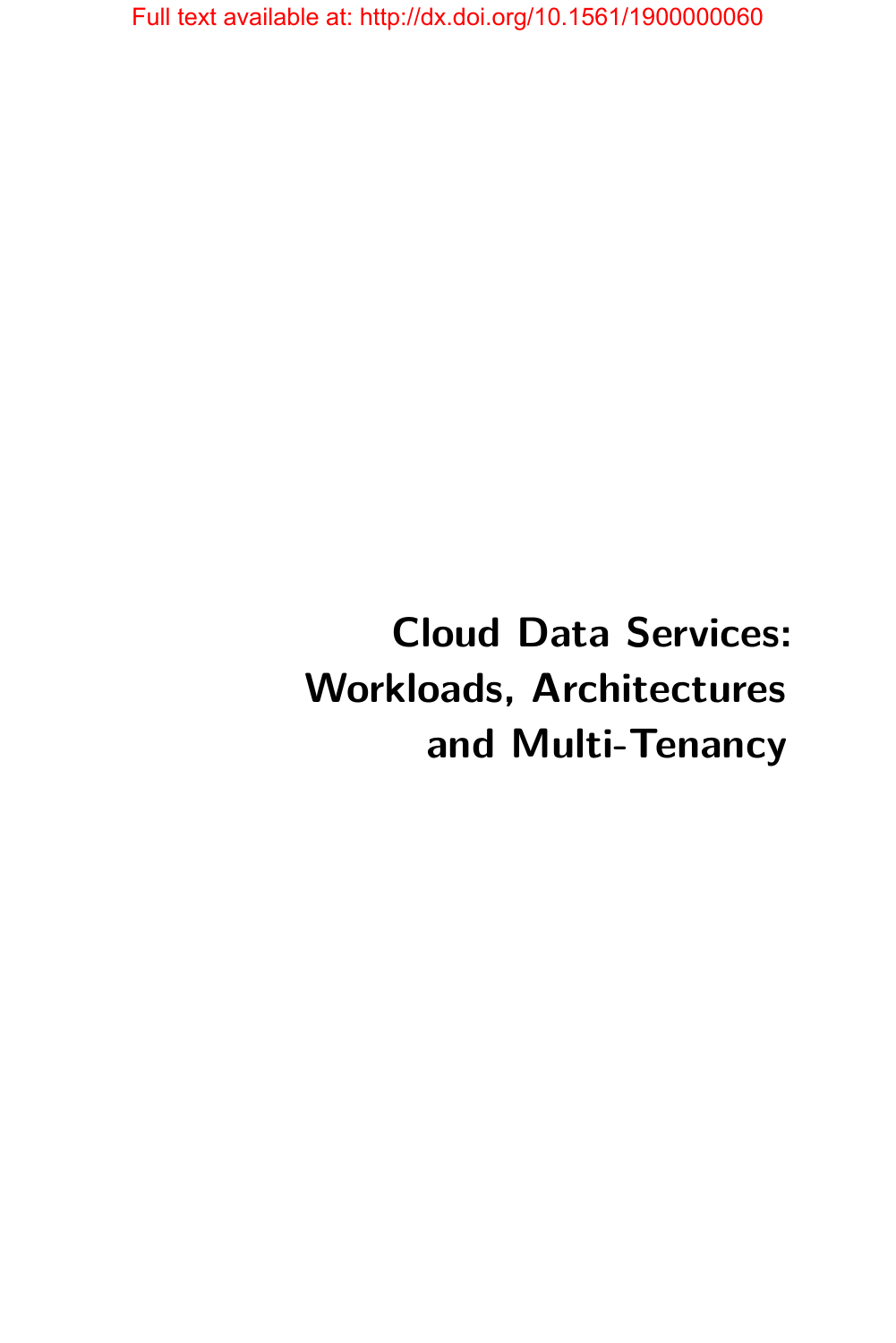Full text available at: http://dx.doi.org/10.1561/1900000060

# Cloud Data Services: Workloads, Architectures and Multi-Tenancy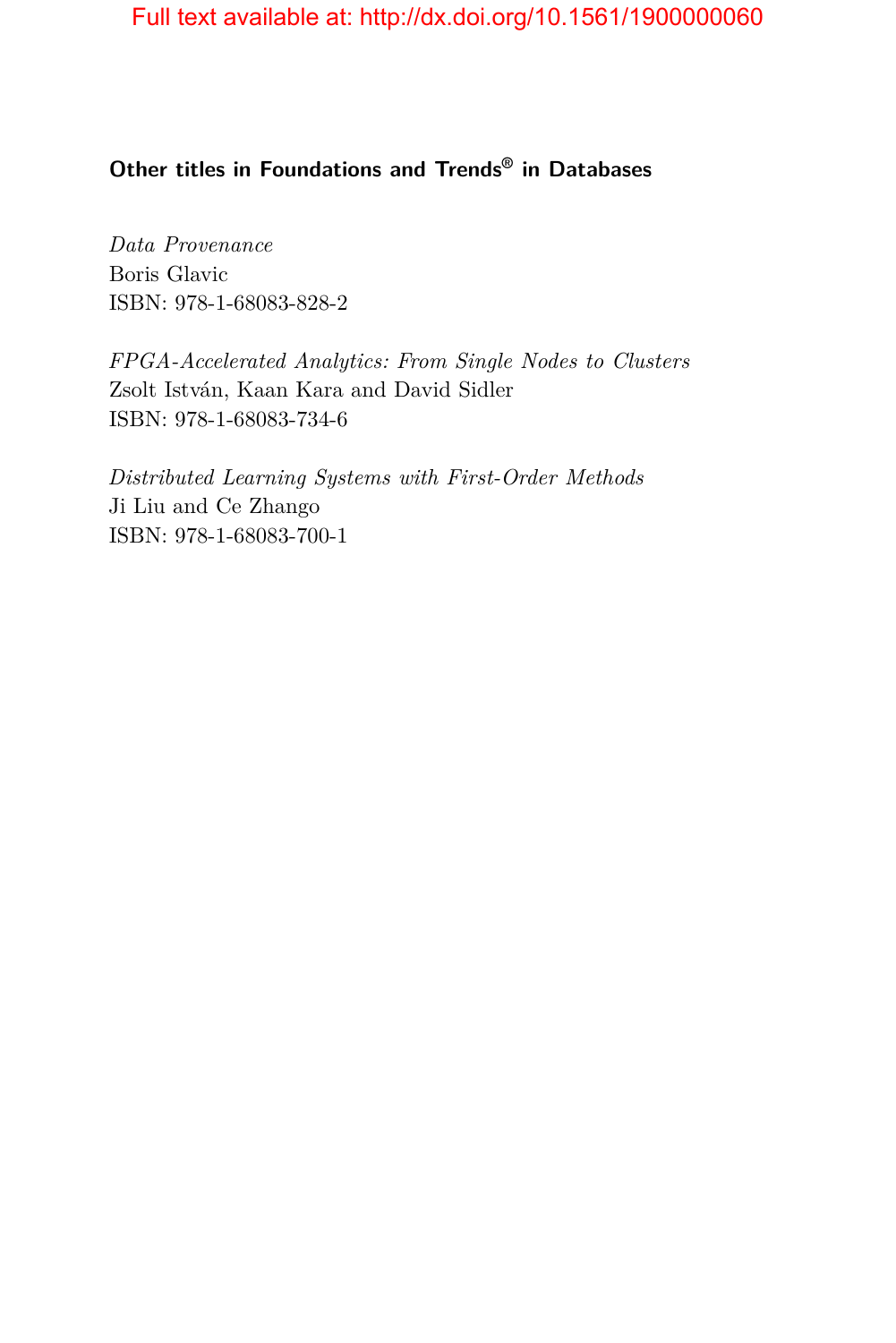**Other titles in Foundations and Trends® in Databases**

*Data Provenance*
Boris Glavic
ISBN: 978-1-68083-828-2

*FPGA-Accelerated Analytics: From Single Nodes to Clusters*
Zsolt István, Kaan Kara and David Sidler
ISBN: 978-1-68083-734-6

*Distributed Learning Systems with First-Order Methods*
Ji Liu and Ce Zhango
ISBN: 978-1-68083-700-1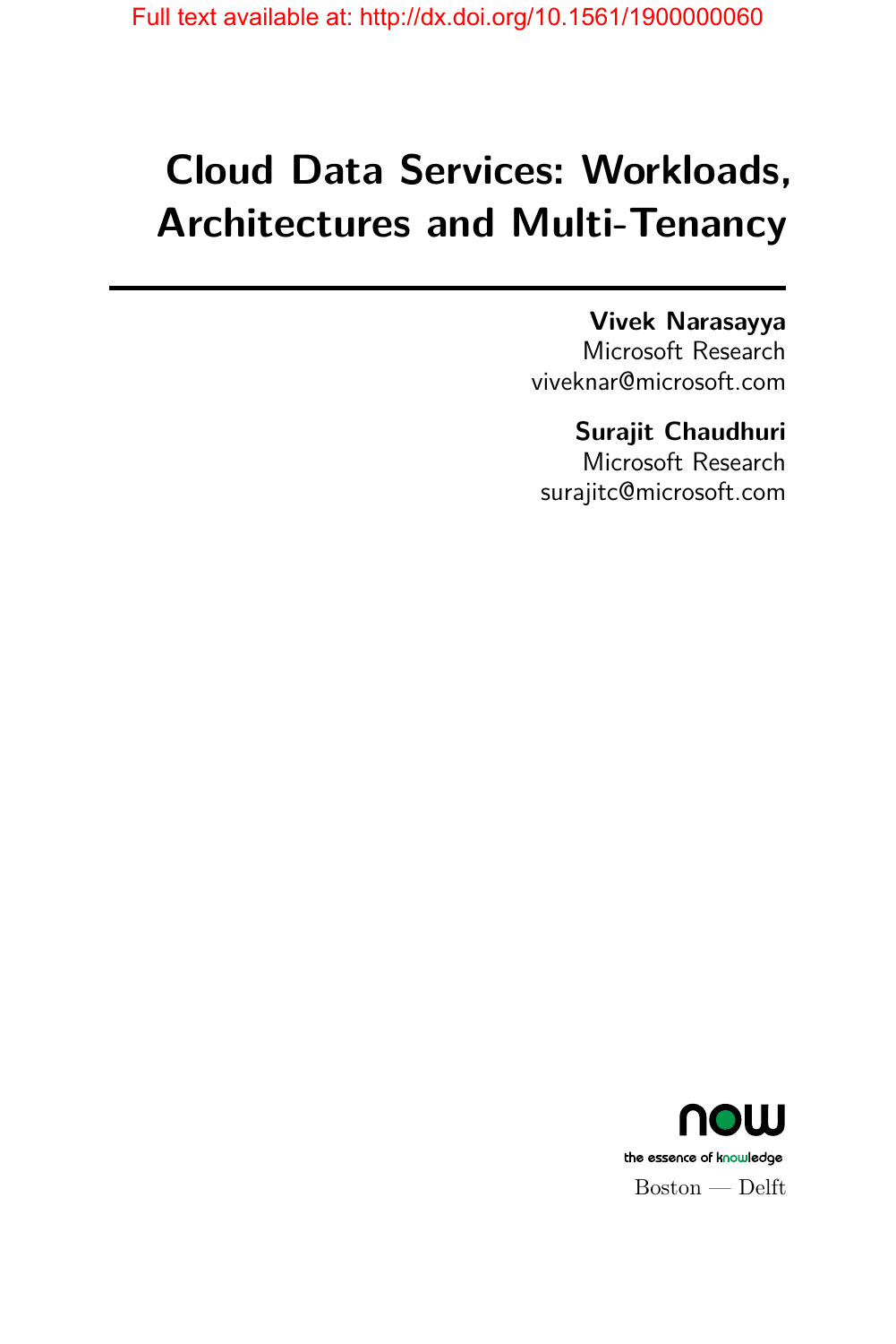# Cloud Data Services: Workloads, Architectures and Multi-Tenancy

**Vivek Narasayya**
Microsoft Research
viveknar@microsoft.com

**Surajit Chaudhuri**
Microsoft Research
surajitc@microsoft.com

now
the essence of knowledge
Boston — Delft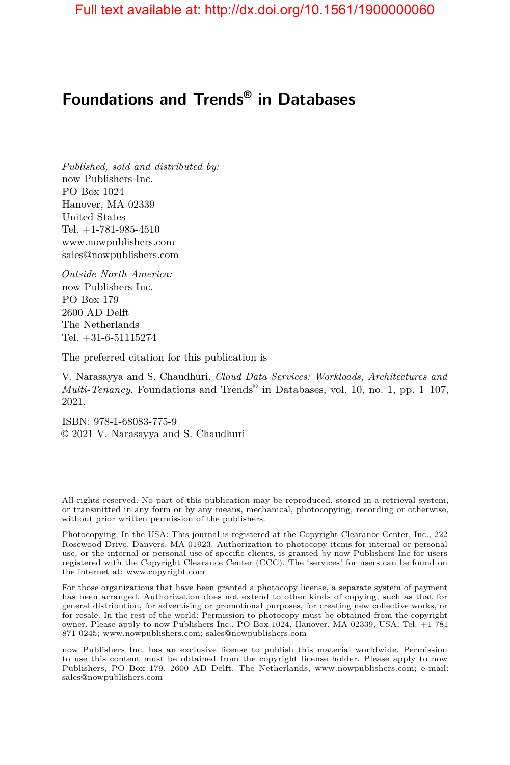# Foundations and Trends® in Databases

*Published, sold and distributed by:*
now Publishers Inc.
PO Box 1024
Hanover, MA 02339
United States
Tel. +1-781-985-4510
www.nowpublishers.com
sales@nowpublishers.com

*Outside North America:*
now Publishers Inc.
PO Box 179
2600 AD Delft
The Netherlands
Tel. +31-6-51115274

The preferred citation for this publication is

V. Narasayya and S. Chaudhuri. *Cloud Data Services: Workloads, Architectures and Multi-Tenancy*. Foundations and Trends® in Databases, vol. 10, no. 1, pp. 1–107, 2021.

ISBN: 978-1-68083-775-9
© 2021 V. Narasayya and S. Chaudhuri

All rights reserved. No part of this publication may be reproduced, stored in a retrieval system, or transmitted in any form or by any means, mechanical, photocopying, recording or otherwise, without prior written permission of the publishers.

Photocopying. In the USA: This journal is registered at the Copyright Clearance Center, Inc., 222 Rosewood Drive, Danvers, MA 01923. Authorization to photocopy items for internal or personal use, or the internal or personal use of specific clients, is granted by now Publishers Inc for users registered with the Copyright Clearance Center (CCC). The 'services' for users can be found on the internet at: www.copyright.com

For those organizations that have been granted a photocopy license, a separate system of payment has been arranged. Authorization does not extend to other kinds of copying, such as that for general distribution, for advertising or promotional purposes, for creating new collective works, or for resale. In the rest of the world: Permission to photocopy must be obtained from the copyright owner. Please apply to now Publishers Inc., PO Box 1024, Hanover, MA 02339, USA; Tel. +1 781 871 0245; www.nowpublishers.com; sales@nowpublishers.com

now Publishers Inc. has an exclusive license to publish this material worldwide. Permission to use this content must be obtained from the copyright license holder. Please apply to now Publishers, PO Box 179, 2600 AD Delft, The Netherlands, www.nowpublishers.com; e-mail: sales@nowpublishers.com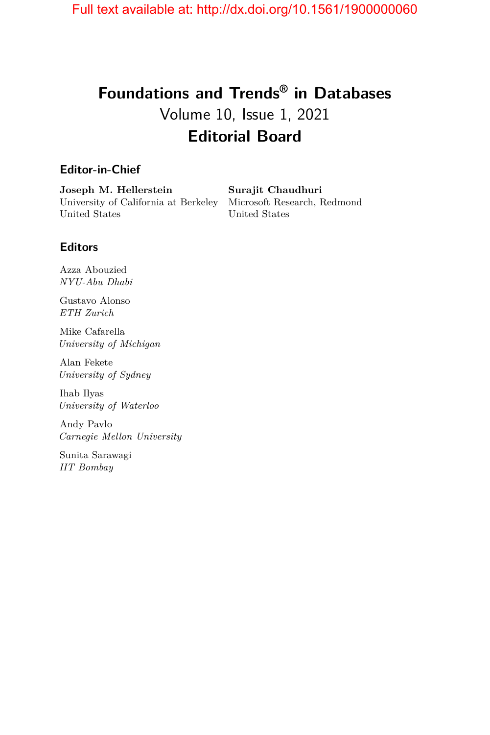# Foundations and Trends® in Databases

Volume 10, Issue 1, 2021

## Editorial Board

### Editor-in-Chief

**Joseph M. Hellerstein**
University of California at Berkeley
United States

**Surajit Chaudhuri**
Microsoft Research, Redmond
United States

### Editors

Azza Abouzied
*NYU-Abu Dhabi*

Gustavo Alonso
*ETH Zurich*

Mike Cafarella
*University of Michigan*

Alan Fekete
*University of Sydney*

Ihab Ilyas
*University of Waterloo*

Andy Pavlo
*Carnegie Mellon University*

Sunita Sarawagi
*IIT Bombay*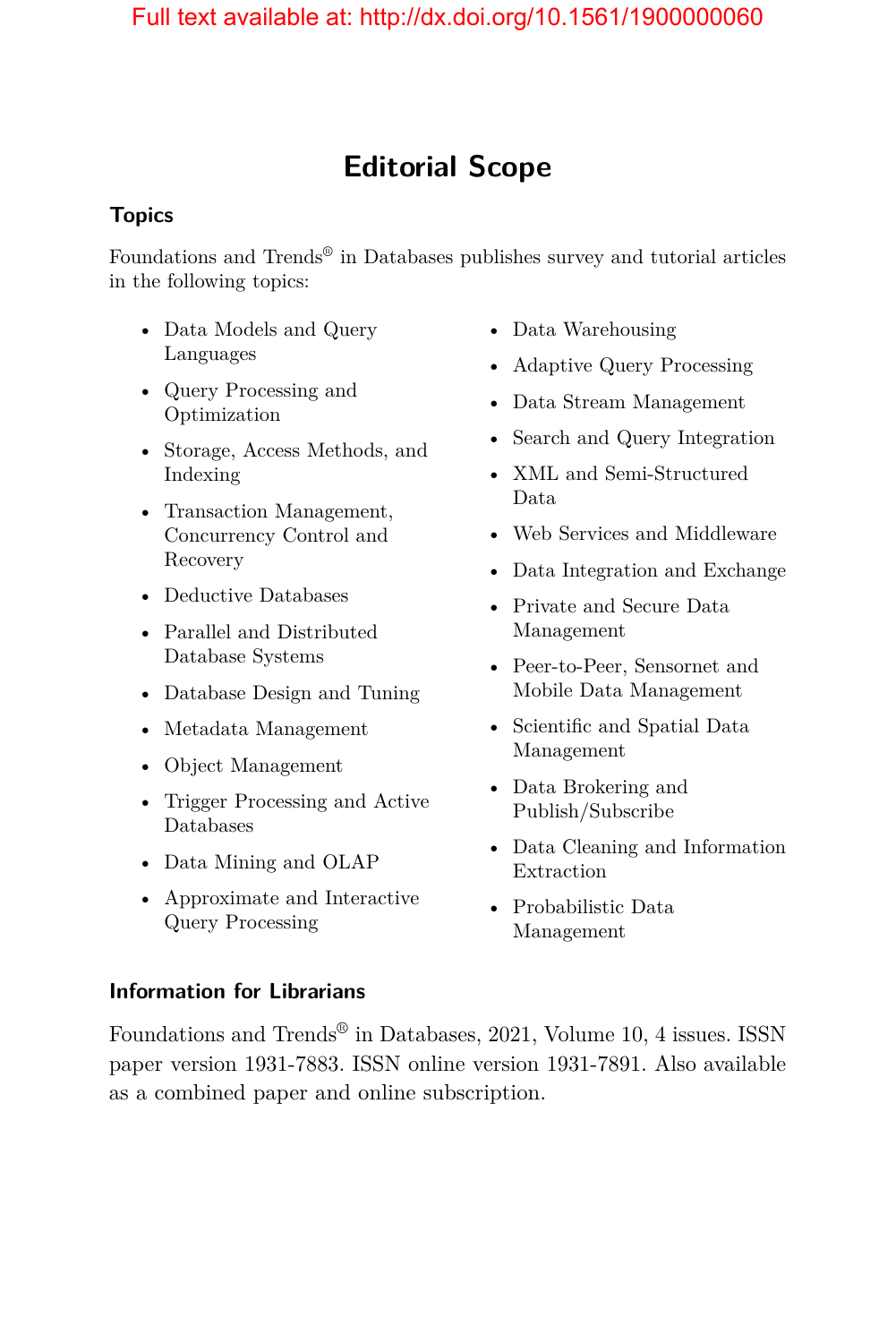# Editorial Scope

### Topics

Foundations and Trends® in Databases publishes survey and tutorial articles in the following topics:

- Data Models and Query Languages
- Query Processing and Optimization
- Storage, Access Methods, and Indexing
- Transaction Management, Concurrency Control and Recovery
- Deductive Databases
- Parallel and Distributed Database Systems
- Database Design and Tuning
- Metadata Management
- Object Management
- Trigger Processing and Active Databases
- Data Mining and OLAP
- Approximate and Interactive Query Processing
- Data Warehousing
- Adaptive Query Processing
- Data Stream Management
- Search and Query Integration
- XML and Semi-Structured Data
- Web Services and Middleware
- Data Integration and Exchange
- Private and Secure Data Management
- Peer-to-Peer, Sensornet and Mobile Data Management
- Scientific and Spatial Data Management
- Data Brokering and Publish/Subscribe
- Data Cleaning and Information Extraction
- Probabilistic Data Management

### Information for Librarians

Foundations and Trends® in Databases, 2021, Volume 10, 4 issues. ISSN paper version 1931-7883. ISSN online version 1931-7891. Also available as a combined paper and online subscription.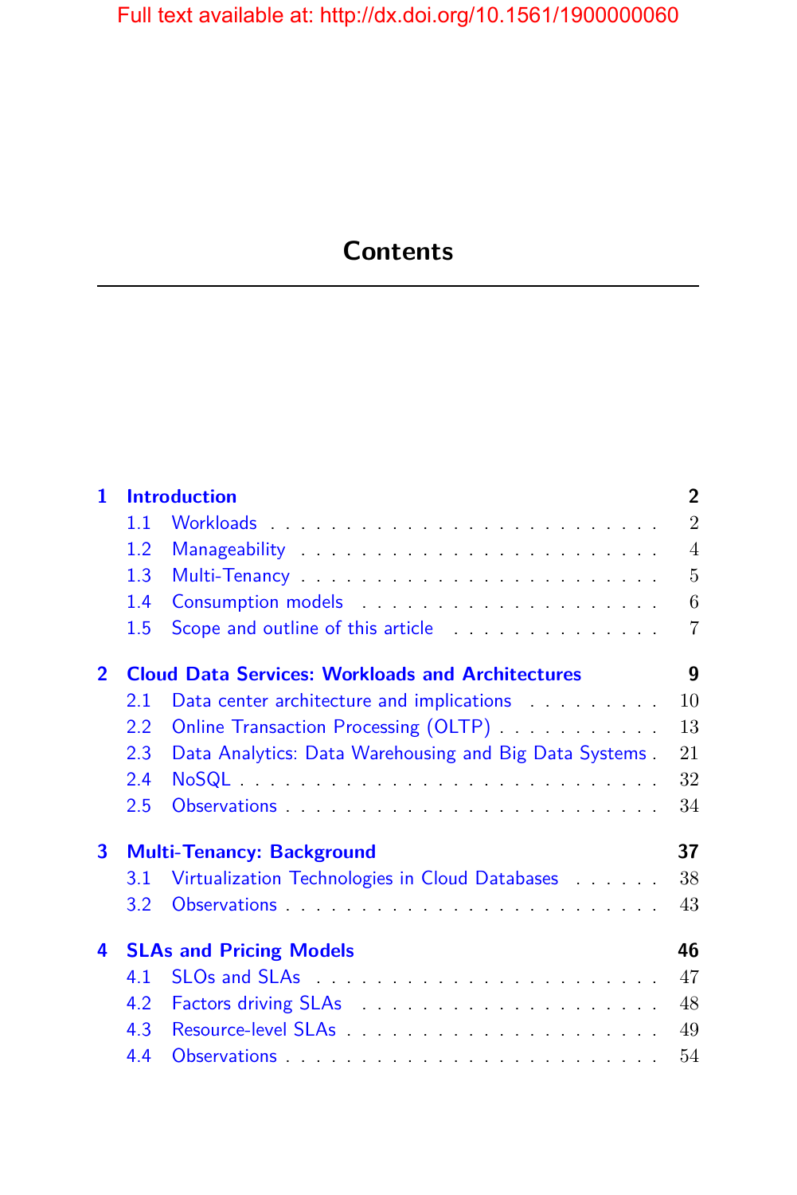Full text available at: http://dx.doi.org/10.1561/1900000060

# Contents

**1 Introduction** **2**

1.1 Workloads . . . . . . . . . . . . . . . . . . . . . . . . . 2
1.2 Manageability . . . . . . . . . . . . . . . . . . . . . . . 4
1.3 Multi-Tenancy . . . . . . . . . . . . . . . . . . . . . . . 5
1.4 Consumption models . . . . . . . . . . . . . . . . . . . 6
1.5 Scope and outline of this article . . . . . . . . . . . . . . 7

**2 Cloud Data Services: Workloads and Architectures** **9**

2.1 Data center architecture and implications . . . . . . . . . 10
2.2 Online Transaction Processing (OLTP) . . . . . . . . . . . 13
2.3 Data Analytics: Data Warehousing and Big Data Systems . 21
2.4 NoSQL . . . . . . . . . . . . . . . . . . . . . . . . . . . 32
2.5 Observations . . . . . . . . . . . . . . . . . . . . . . . . 34

**3 Multi-Tenancy: Background** **37**

3.1 Virtualization Technologies in Cloud Databases . . . . . . 38
3.2 Observations . . . . . . . . . . . . . . . . . . . . . . . . 43

**4 SLAs and Pricing Models** **46**

4.1 SLOs and SLAs . . . . . . . . . . . . . . . . . . . . . . . 47
4.2 Factors driving SLAs . . . . . . . . . . . . . . . . . . . . 48
4.3 Resource-level SLAs . . . . . . . . . . . . . . . . . . . . 49
4.4 Observations . . . . . . . . . . . . . . . . . . . . . . . . 54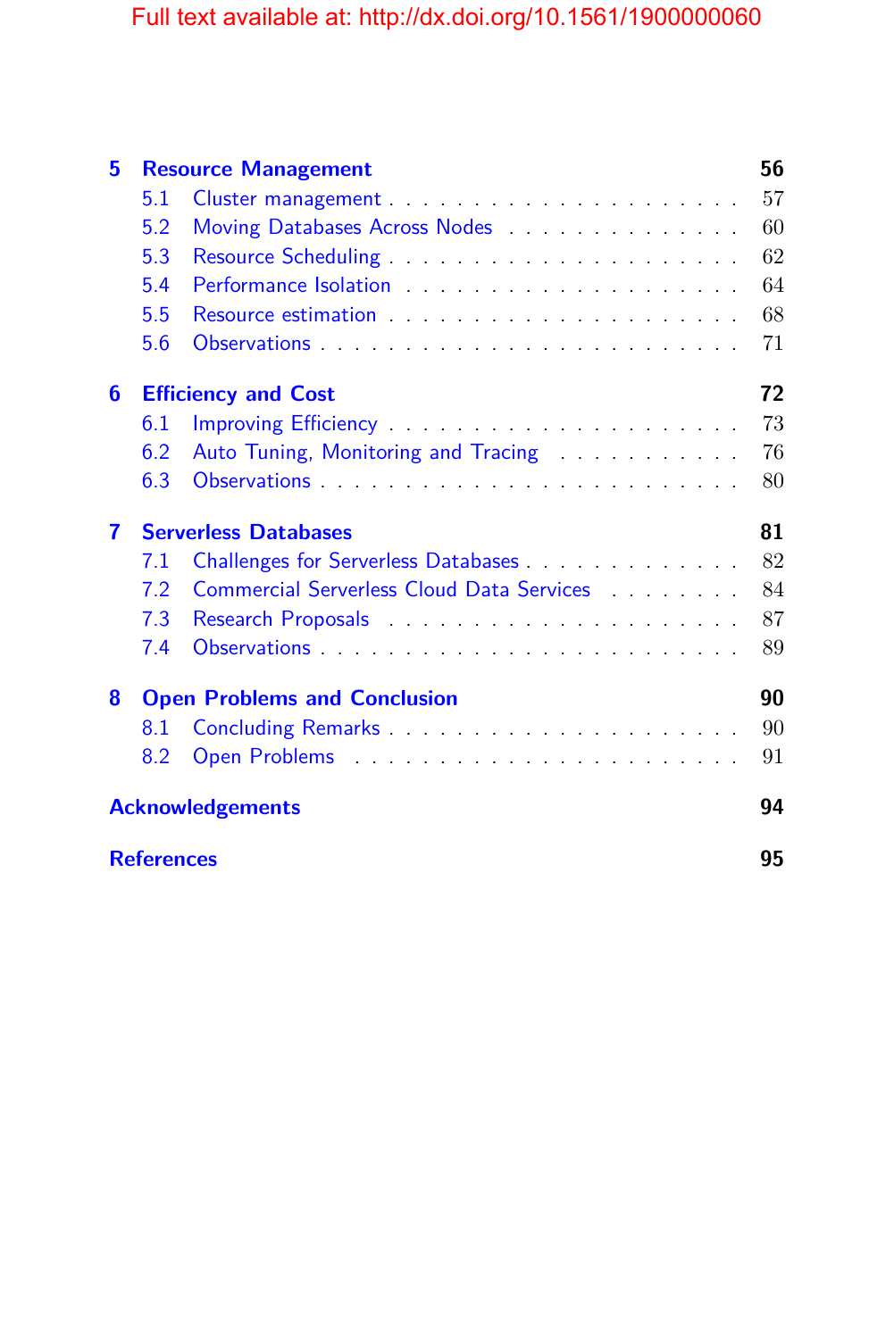**5 Resource Management** — 56

- 5.1 Cluster management — 57
- 5.2 Moving Databases Across Nodes — 60
- 5.3 Resource Scheduling — 62
- 5.4 Performance Isolation — 64
- 5.5 Resource estimation — 68
- 5.6 Observations — 71

**6 Efficiency and Cost** — 72

- 6.1 Improving Efficiency — 73
- 6.2 Auto Tuning, Monitoring and Tracing — 76
- 6.3 Observations — 80

**7 Serverless Databases** — 81

- 7.1 Challenges for Serverless Databases — 82
- 7.2 Commercial Serverless Cloud Data Services — 84
- 7.3 Research Proposals — 87
- 7.4 Observations — 89

**8 Open Problems and Conclusion** — 90

- 8.1 Concluding Remarks — 90
- 8.2 Open Problems — 91

**Acknowledgements** — 94

**References** — 95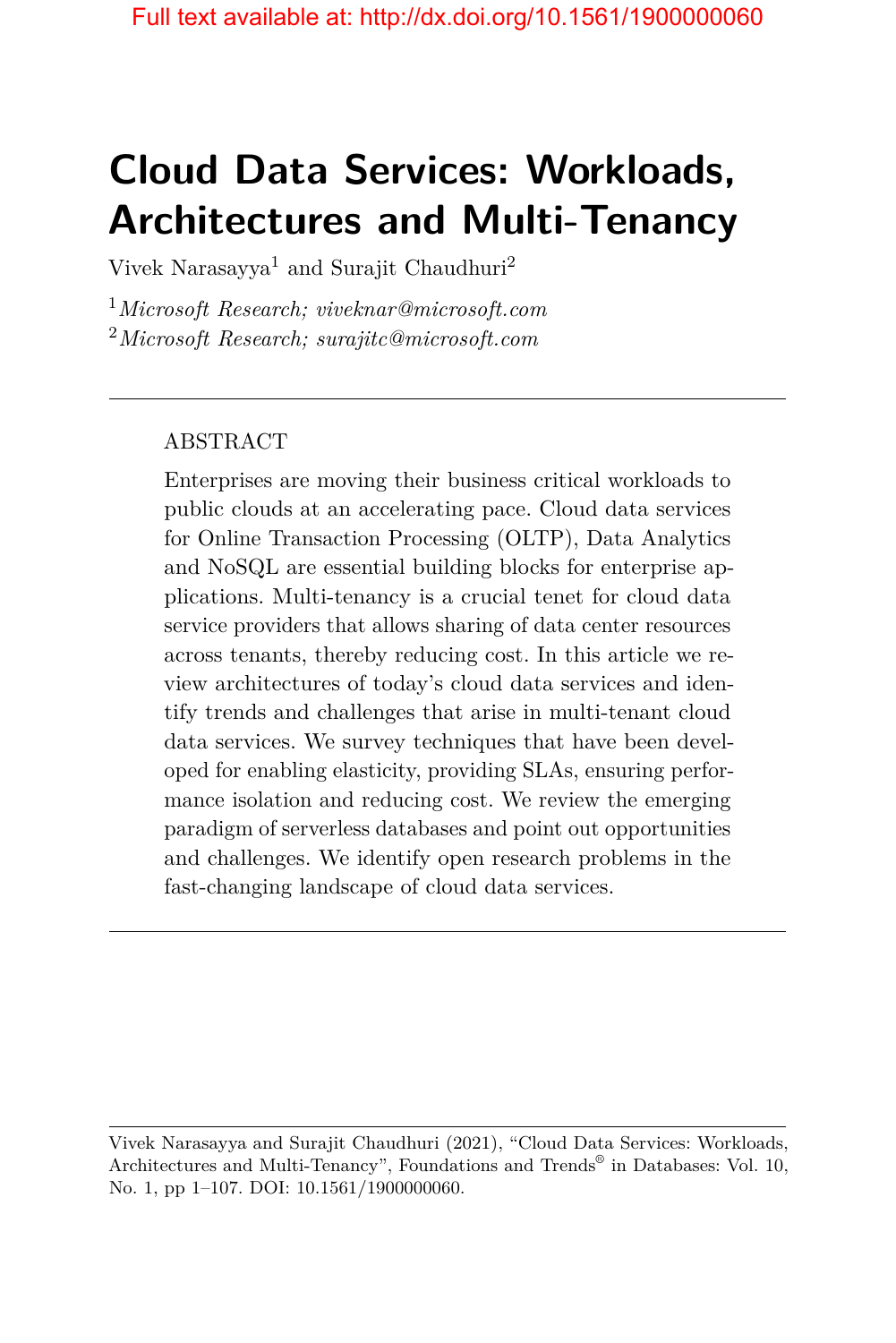# Cloud Data Services: Workloads, Architectures and Multi-Tenancy

Vivek Narasayya[1] and Surajit Chaudhuri[2]

[1]*Microsoft Research; viveknar@microsoft.com*
[2]*Microsoft Research; surajitc@microsoft.com*

---

ABSTRACT

Enterprises are moving their business critical workloads to public clouds at an accelerating pace. Cloud data services for Online Transaction Processing (OLTP), Data Analytics and NoSQL are essential building blocks for enterprise applications. Multi-tenancy is a crucial tenet for cloud data service providers that allows sharing of data center resources across tenants, thereby reducing cost. In this article we review architectures of today's cloud data services and identify trends and challenges that arise in multi-tenant cloud data services. We survey techniques that have been developed for enabling elasticity, providing SLAs, ensuring performance isolation and reducing cost. We review the emerging paradigm of serverless databases and point out opportunities and challenges. We identify open research problems in the fast-changing landscape of cloud data services.

---

Vivek Narasayya and Surajit Chaudhuri (2021), "Cloud Data Services: Workloads, Architectures and Multi-Tenancy", Foundations and Trends® in Databases: Vol. 10, No. 1, pp 1–107. DOI: 10.1561/1900000060.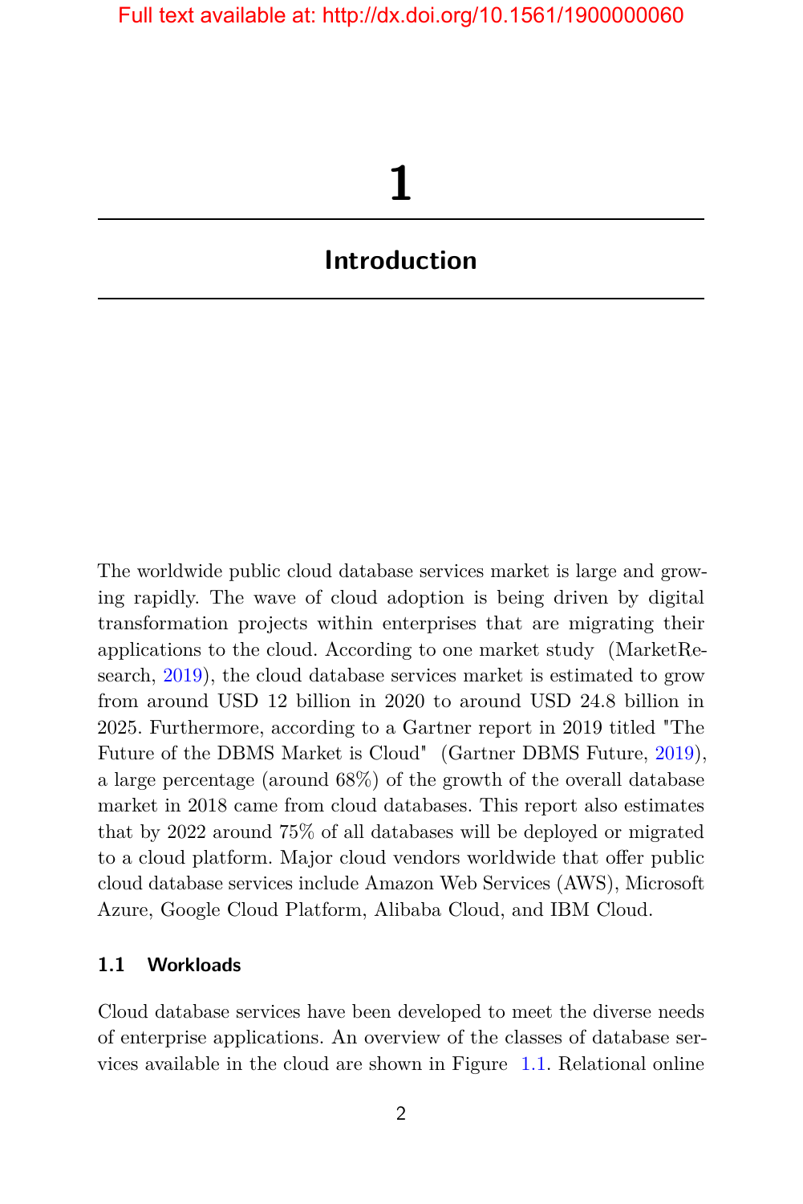# 1

# Introduction

The worldwide public cloud database services market is large and growing rapidly. The wave of cloud adoption is being driven by digital transformation projects within enterprises that are migrating their applications to the cloud. According to one market study (MarketResearch, 2019), the cloud database services market is estimated to grow from around USD 12 billion in 2020 to around USD 24.8 billion in 2025. Furthermore, according to a Gartner report in 2019 titled "The Future of the DBMS Market is Cloud" (Gartner DBMS Future, 2019), a large percentage (around 68%) of the growth of the overall database market in 2018 came from cloud databases. This report also estimates that by 2022 around 75% of all databases will be deployed or migrated to a cloud platform. Major cloud vendors worldwide that offer public cloud database services include Amazon Web Services (AWS), Microsoft Azure, Google Cloud Platform, Alibaba Cloud, and IBM Cloud.

## 1.1 Workloads

Cloud database services have been developed to meet the diverse needs of enterprise applications. An overview of the classes of database services available in the cloud are shown in Figure 1.1. Relational online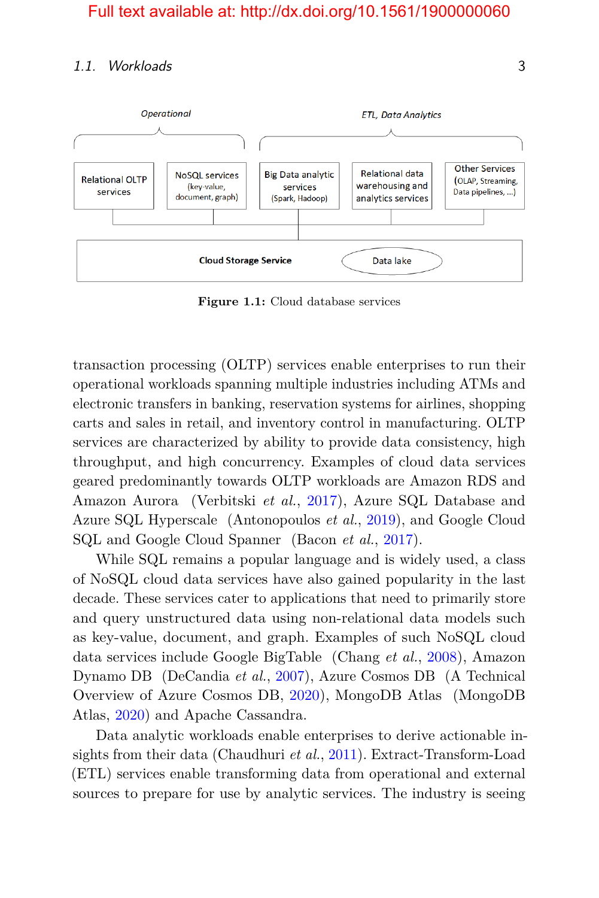Figure 1.1: Cloud database services

transaction processing (OLTP) services enable enterprises to run their operational workloads spanning multiple industries including ATMs and electronic transfers in banking, reservation systems for airlines, shopping carts and sales in retail, and inventory control in manufacturing. OLTP services are characterized by ability to provide data consistency, high throughput, and high concurrency. Examples of cloud data services geared predominantly towards OLTP workloads are Amazon RDS and Amazon Aurora (Verbitski *et al.*, 2017), Azure SQL Database and Azure SQL Hyperscale (Antonopoulos *et al.*, 2019), and Google Cloud SQL and Google Cloud Spanner (Bacon *et al.*, 2017).

While SQL remains a popular language and is widely used, a class of NoSQL cloud data services have also gained popularity in the last decade. These services cater to applications that need to primarily store and query unstructured data using non-relational data models such as key-value, document, and graph. Examples of such NoSQL cloud data services include Google BigTable (Chang *et al.*, 2008), Amazon Dynamo DB (DeCandia *et al.*, 2007), Azure Cosmos DB (A Technical Overview of Azure Cosmos DB, 2020), MongoDB Atlas (MongoDB Atlas, 2020) and Apache Cassandra.

Data analytic workloads enable enterprises to derive actionable insights from their data (Chaudhuri *et al.*, 2011). Extract-Transform-Load (ETL) services enable transforming data from operational and external sources to prepare for use by analytic services. The industry is seeing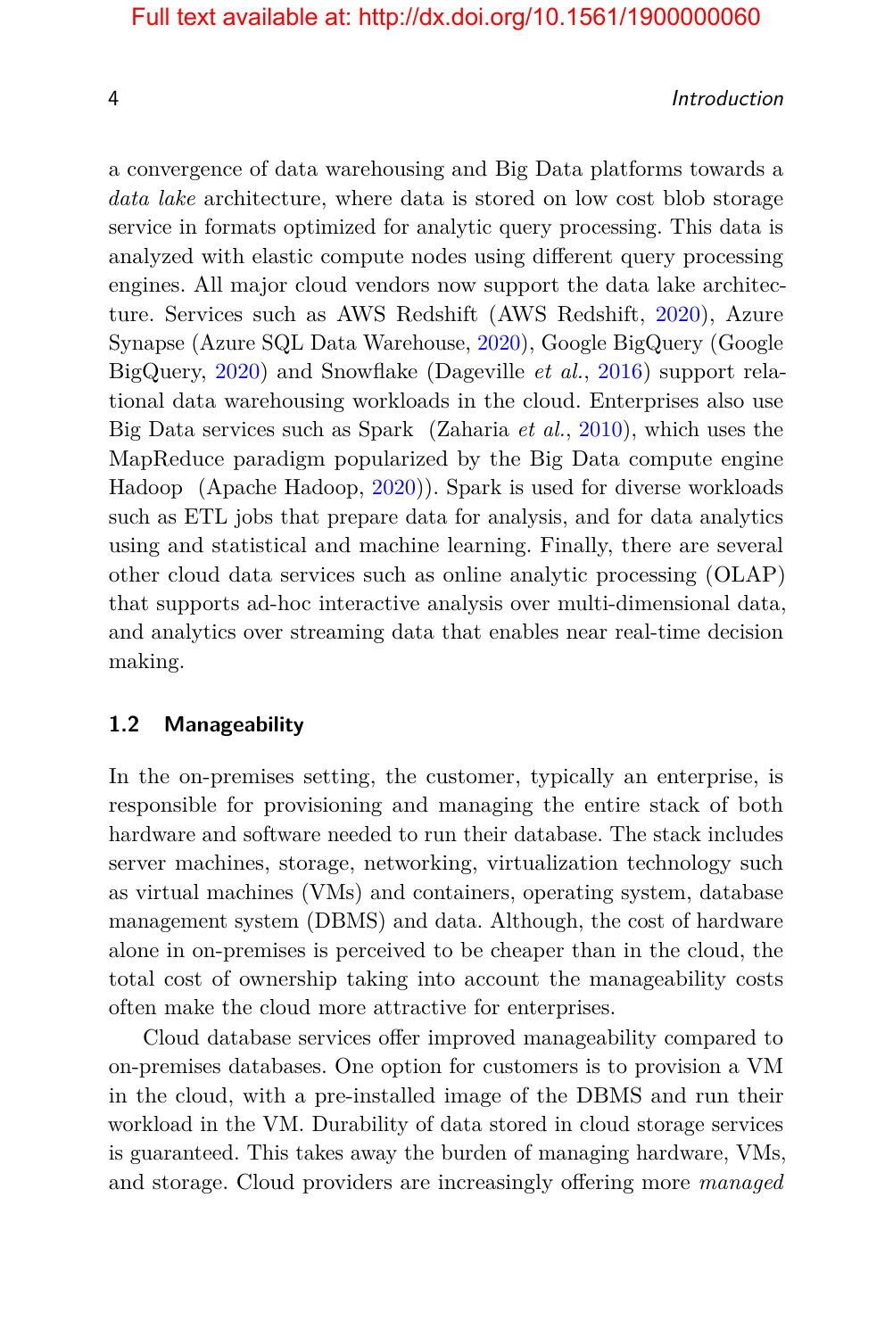a convergence of data warehousing and Big Data platforms towards a *data lake* architecture, where data is stored on low cost blob storage service in formats optimized for analytic query processing. This data is analyzed with elastic compute nodes using different query processing engines. All major cloud vendors now support the data lake architecture. Services such as AWS Redshift (AWS Redshift, 2020), Azure Synapse (Azure SQL Data Warehouse, 2020), Google BigQuery (Google BigQuery, 2020) and Snowflake (Dageville *et al.*, 2016) support relational data warehousing workloads in the cloud. Enterprises also use Big Data services such as Spark (Zaharia *et al.*, 2010), which uses the MapReduce paradigm popularized by the Big Data compute engine Hadoop (Apache Hadoop, 2020)). Spark is used for diverse workloads such as ETL jobs that prepare data for analysis, and for data analytics using and statistical and machine learning. Finally, there are several other cloud data services such as online analytic processing (OLAP) that supports ad-hoc interactive analysis over multi-dimensional data, and analytics over streaming data that enables near real-time decision making.

## 1.2 Manageability

In the on-premises setting, the customer, typically an enterprise, is responsible for provisioning and managing the entire stack of both hardware and software needed to run their database. The stack includes server machines, storage, networking, virtualization technology such as virtual machines (VMs) and containers, operating system, database management system (DBMS) and data. Although, the cost of hardware alone in on-premises is perceived to be cheaper than in the cloud, the total cost of ownership taking into account the manageability costs often make the cloud more attractive for enterprises.

Cloud database services offer improved manageability compared to on-premises databases. One option for customers is to provision a VM in the cloud, with a pre-installed image of the DBMS and run their workload in the VM. Durability of data stored in cloud storage services is guaranteed. This takes away the burden of managing hardware, VMs, and storage. Cloud providers are increasingly offering more *managed*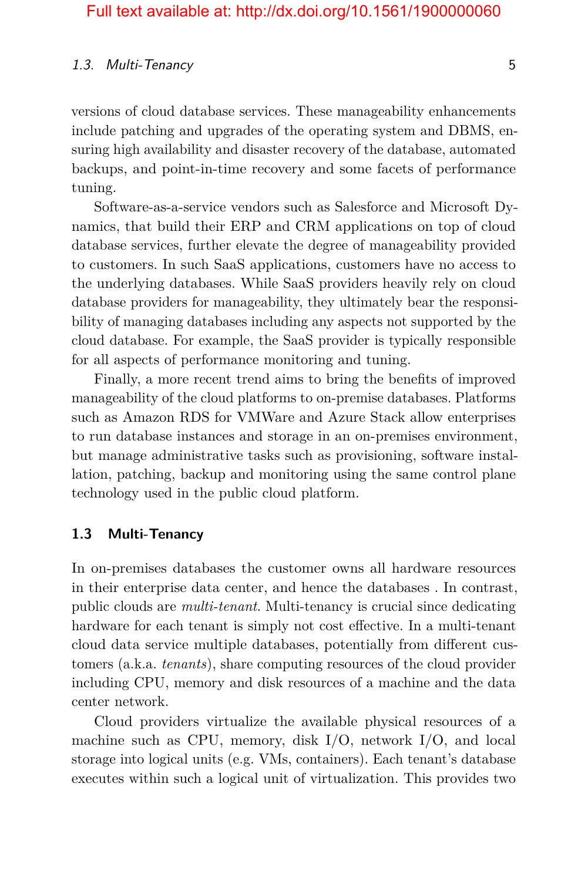versions of cloud database services. These manageability enhancements include patching and upgrades of the operating system and DBMS, ensuring high availability and disaster recovery of the database, automated backups, and point-in-time recovery and some facets of performance tuning.

Software-as-a-service vendors such as Salesforce and Microsoft Dynamics, that build their ERP and CRM applications on top of cloud database services, further elevate the degree of manageability provided to customers. In such SaaS applications, customers have no access to the underlying databases. While SaaS providers heavily rely on cloud database providers for manageability, they ultimately bear the responsibility of managing databases including any aspects not supported by the cloud database. For example, the SaaS provider is typically responsible for all aspects of performance monitoring and tuning.

Finally, a more recent trend aims to bring the benefits of improved manageability of the cloud platforms to on-premise databases. Platforms such as Amazon RDS for VMWare and Azure Stack allow enterprises to run database instances and storage in an on-premises environment, but manage administrative tasks such as provisioning, software installation, patching, backup and monitoring using the same control plane technology used in the public cloud platform.

## 1.3 Multi-Tenancy

In on-premises databases the customer owns all hardware resources in their enterprise data center, and hence the databases . In contrast, public clouds are *multi-tenant*. Multi-tenancy is crucial since dedicating hardware for each tenant is simply not cost effective. In a multi-tenant cloud data service multiple databases, potentially from different customers (a.k.a. *tenants*), share computing resources of the cloud provider including CPU, memory and disk resources of a machine and the data center network.

Cloud providers virtualize the available physical resources of a machine such as CPU, memory, disk I/O, network I/O, and local storage into logical units (e.g. VMs, containers). Each tenant's database executes within such a logical unit of virtualization. This provides two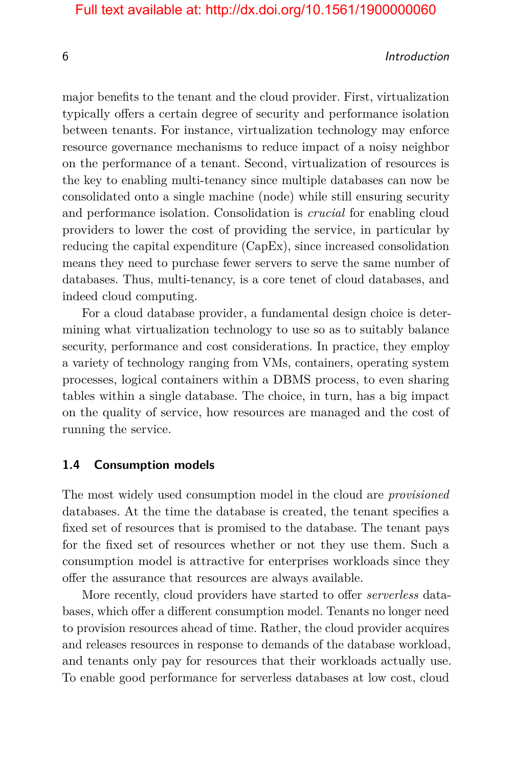major benefits to the tenant and the cloud provider. First, virtualization typically offers a certain degree of security and performance isolation between tenants. For instance, virtualization technology may enforce resource governance mechanisms to reduce impact of a noisy neighbor on the performance of a tenant. Second, virtualization of resources is the key to enabling multi-tenancy since multiple databases can now be consolidated onto a single machine (node) while still ensuring security and performance isolation. Consolidation is *crucial* for enabling cloud providers to lower the cost of providing the service, in particular by reducing the capital expenditure (CapEx), since increased consolidation means they need to purchase fewer servers to serve the same number of databases. Thus, multi-tenancy, is a core tenet of cloud databases, and indeed cloud computing.

For a cloud database provider, a fundamental design choice is determining what virtualization technology to use so as to suitably balance security, performance and cost considerations. In practice, they employ a variety of technology ranging from VMs, containers, operating system processes, logical containers within a DBMS process, to even sharing tables within a single database. The choice, in turn, has a big impact on the quality of service, how resources are managed and the cost of running the service.

## 1.4 Consumption models

The most widely used consumption model in the cloud are *provisioned* databases. At the time the database is created, the tenant specifies a fixed set of resources that is promised to the database. The tenant pays for the fixed set of resources whether or not they use them. Such a consumption model is attractive for enterprises workloads since they offer the assurance that resources are always available.

More recently, cloud providers have started to offer *serverless* databases, which offer a different consumption model. Tenants no longer need to provision resources ahead of time. Rather, the cloud provider acquires and releases resources in response to demands of the database workload, and tenants only pay for resources that their workloads actually use. To enable good performance for serverless databases at low cost, cloud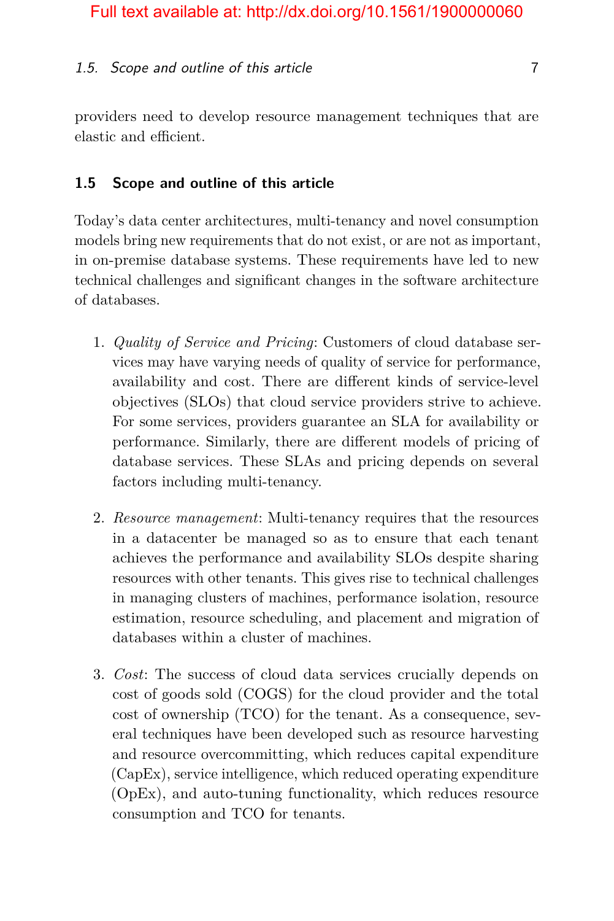providers need to develop resource management techniques that are elastic and efficient.

## 1.5 Scope and outline of this article

Today's data center architectures, multi-tenancy and novel consumption models bring new requirements that do not exist, or are not as important, in on-premise database systems. These requirements have led to new technical challenges and significant changes in the software architecture of databases.

1. *Quality of Service and Pricing*: Customers of cloud database services may have varying needs of quality of service for performance, availability and cost. There are different kinds of service-level objectives (SLOs) that cloud service providers strive to achieve. For some services, providers guarantee an SLA for availability or performance. Similarly, there are different models of pricing of database services. These SLAs and pricing depends on several factors including multi-tenancy.

2. *Resource management*: Multi-tenancy requires that the resources in a datacenter be managed so as to ensure that each tenant achieves the performance and availability SLOs despite sharing resources with other tenants. This gives rise to technical challenges in managing clusters of machines, performance isolation, resource estimation, resource scheduling, and placement and migration of databases within a cluster of machines.

3. *Cost*: The success of cloud data services crucially depends on cost of goods sold (COGS) for the cloud provider and the total cost of ownership (TCO) for the tenant. As a consequence, several techniques have been developed such as resource harvesting and resource overcommitting, which reduces capital expenditure (CapEx), service intelligence, which reduced operating expenditure (OpEx), and auto-tuning functionality, which reduces resource consumption and TCO for tenants.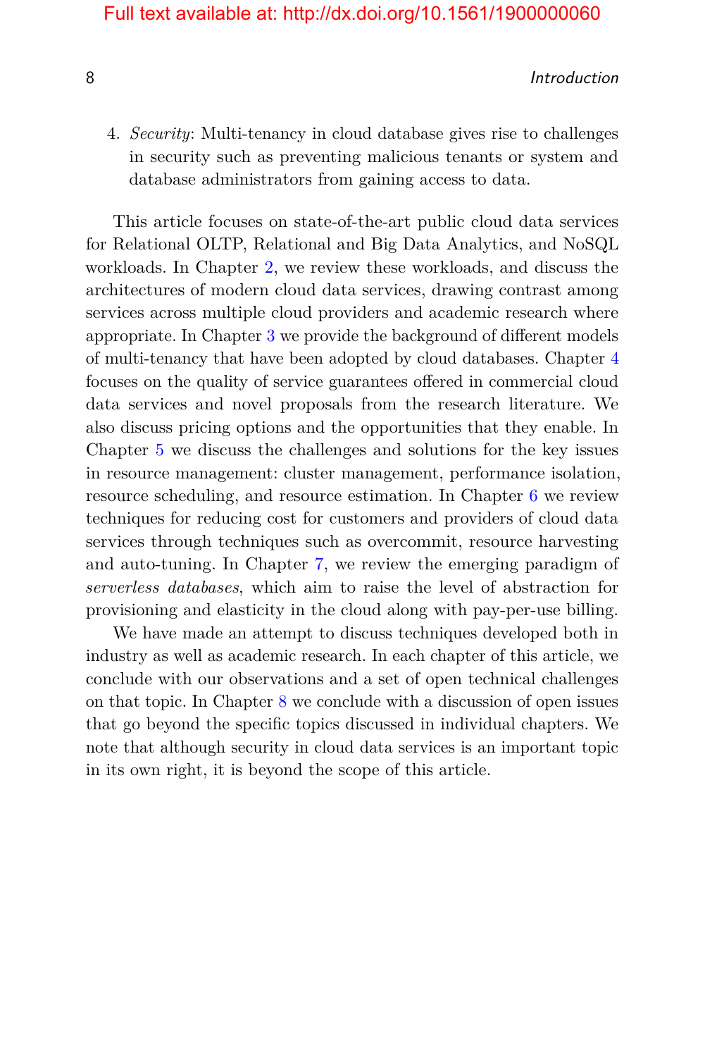4. *Security*: Multi-tenancy in cloud database gives rise to challenges in security such as preventing malicious tenants or system and database administrators from gaining access to data.

This article focuses on state-of-the-art public cloud data services for Relational OLTP, Relational and Big Data Analytics, and NoSQL workloads. In Chapter 2, we review these workloads, and discuss the architectures of modern cloud data services, drawing contrast among services across multiple cloud providers and academic research where appropriate. In Chapter 3 we provide the background of different models of multi-tenancy that have been adopted by cloud databases. Chapter 4 focuses on the quality of service guarantees offered in commercial cloud data services and novel proposals from the research literature. We also discuss pricing options and the opportunities that they enable. In Chapter 5 we discuss the challenges and solutions for the key issues in resource management: cluster management, performance isolation, resource scheduling, and resource estimation. In Chapter 6 we review techniques for reducing cost for customers and providers of cloud data services through techniques such as overcommit, resource harvesting and auto-tuning. In Chapter 7, we review the emerging paradigm of *serverless databases*, which aim to raise the level of abstraction for provisioning and elasticity in the cloud along with pay-per-use billing.

We have made an attempt to discuss techniques developed both in industry as well as academic research. In each chapter of this article, we conclude with our observations and a set of open technical challenges on that topic. In Chapter 8 we conclude with a discussion of open issues that go beyond the specific topics discussed in individual chapters. We note that although security in cloud data services is an important topic in its own right, it is beyond the scope of this article.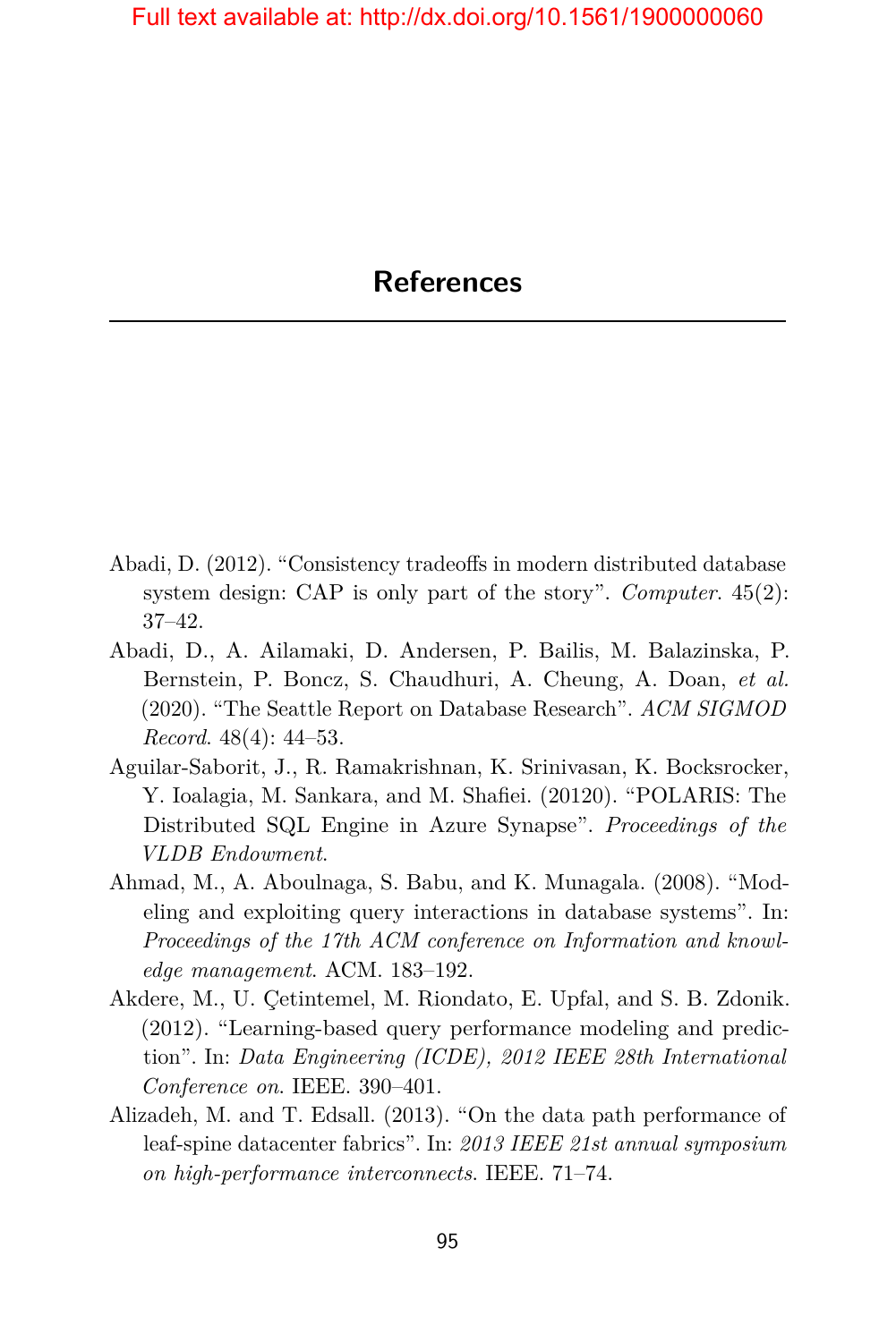# References

Abadi, D. (2012). "Consistency tradeoffs in modern distributed database system design: CAP is only part of the story". *Computer*. 45(2): 37–42.

Abadi, D., A. Ailamaki, D. Andersen, P. Bailis, M. Balazinska, P. Bernstein, P. Boncz, S. Chaudhuri, A. Cheung, A. Doan, *et al.* (2020). "The Seattle Report on Database Research". *ACM SIGMOD Record*. 48(4): 44–53.

Aguilar-Saborit, J., R. Ramakrishnan, K. Srinivasan, K. Bocksrocker, Y. Ioalagia, M. Sankara, and M. Shafiei. (20120). "POLARIS: The Distributed SQL Engine in Azure Synapse". *Proceedings of the VLDB Endowment*.

Ahmad, M., A. Aboulnaga, S. Babu, and K. Munagala. (2008). "Modeling and exploiting query interactions in database systems". In: *Proceedings of the 17th ACM conference on Information and knowledge management*. ACM. 183–192.

Akdere, M., U. Çetintemel, M. Riondato, E. Upfal, and S. B. Zdonik. (2012). "Learning-based query performance modeling and prediction". In: *Data Engineering (ICDE), 2012 IEEE 28th International Conference on*. IEEE. 390–401.

Alizadeh, M. and T. Edsall. (2013). "On the data path performance of leaf-spine datacenter fabrics". In: *2013 IEEE 21st annual symposium on high-performance interconnects*. IEEE. 71–74.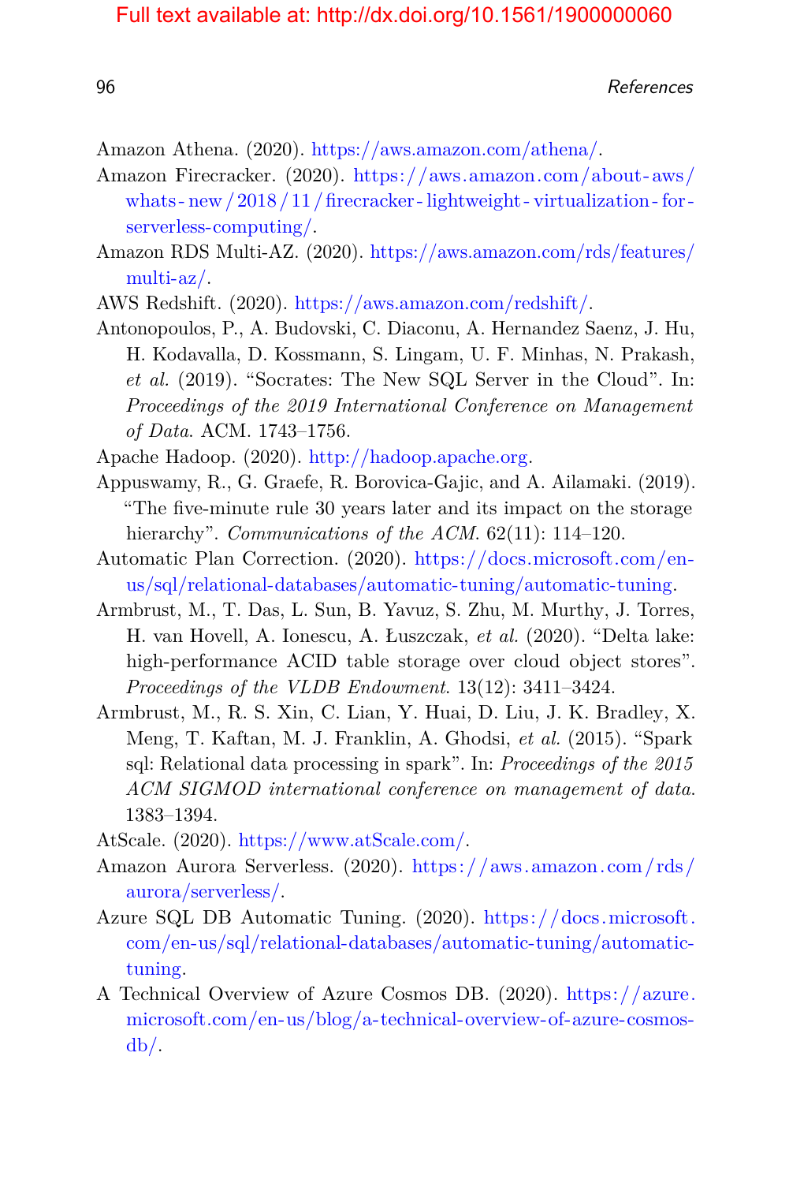Amazon Athena. (2020). https://aws.amazon.com/athena/.

Amazon Firecracker. (2020). https://aws.amazon.com/about-aws/whats-new/2018/11/firecracker-lightweight-virtualization-for-serverless-computing/.

Amazon RDS Multi-AZ. (2020). https://aws.amazon.com/rds/features/multi-az/.

AWS Redshift. (2020). https://aws.amazon.com/redshift/.

Antonopoulos, P., A. Budovski, C. Diaconu, A. Hernandez Saenz, J. Hu, H. Kodavalla, D. Kossmann, S. Lingam, U. F. Minhas, N. Prakash, *et al.* (2019). "Socrates: The New SQL Server in the Cloud". In: *Proceedings of the 2019 International Conference on Management of Data*. ACM. 1743–1756.

Apache Hadoop. (2020). http://hadoop.apache.org.

Appuswamy, R., G. Graefe, R. Borovica-Gajic, and A. Ailamaki. (2019). "The five-minute rule 30 years later and its impact on the storage hierarchy". *Communications of the ACM*. 62(11): 114–120.

Automatic Plan Correction. (2020). https://docs.microsoft.com/en-us/sql/relational-databases/automatic-tuning/automatic-tuning.

Armbrust, M., T. Das, L. Sun, B. Yavuz, S. Zhu, M. Murthy, J. Torres, H. van Hovell, A. Ionescu, A. Łuszczak, *et al.* (2020). "Delta lake: high-performance ACID table storage over cloud object stores". *Proceedings of the VLDB Endowment*. 13(12): 3411–3424.

Armbrust, M., R. S. Xin, C. Lian, Y. Huai, D. Liu, J. K. Bradley, X. Meng, T. Kaftan, M. J. Franklin, A. Ghodsi, *et al.* (2015). "Spark sql: Relational data processing in spark". In: *Proceedings of the 2015 ACM SIGMOD international conference on management of data*. 1383–1394.

AtScale. (2020). https://www.atScale.com/.

Amazon Aurora Serverless. (2020). https://aws.amazon.com/rds/aurora/serverless/.

Azure SQL DB Automatic Tuning. (2020). https://docs.microsoft.com/en-us/sql/relational-databases/automatic-tuning/automatic-tuning.

A Technical Overview of Azure Cosmos DB. (2020). https://azure.microsoft.com/en-us/blog/a-technical-overview-of-azure-cosmos-db/.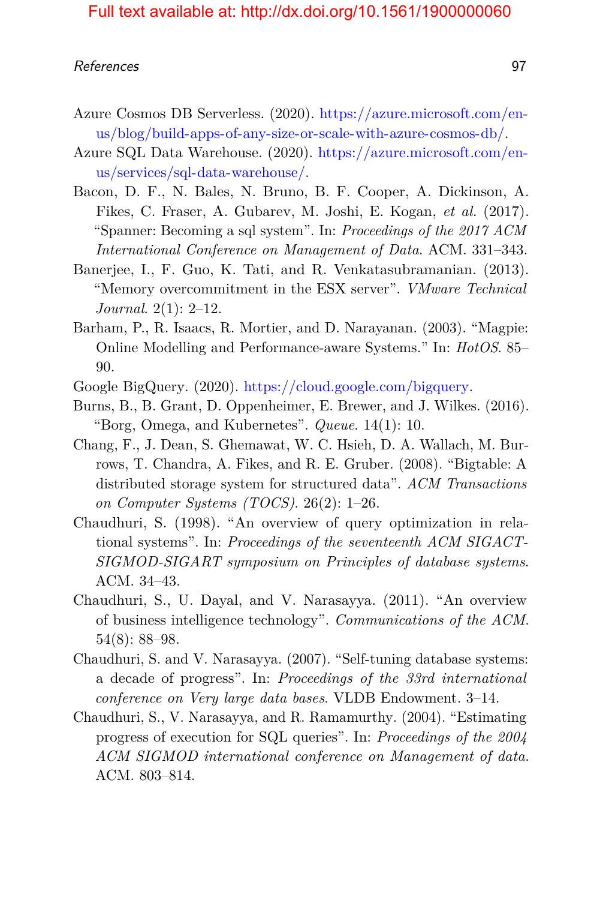Azure Cosmos DB Serverless. (2020). https://azure.microsoft.com/en-us/blog/build-apps-of-any-size-or-scale-with-azure-cosmos-db/.

Azure SQL Data Warehouse. (2020). https://azure.microsoft.com/en-us/services/sql-data-warehouse/.

Bacon, D. F., N. Bales, N. Bruno, B. F. Cooper, A. Dickinson, A. Fikes, C. Fraser, A. Gubarev, M. Joshi, E. Kogan, *et al.* (2017). "Spanner: Becoming a sql system". In: *Proceedings of the 2017 ACM International Conference on Management of Data*. ACM. 331–343.

Banerjee, I., F. Guo, K. Tati, and R. Venkatasubramanian. (2013). "Memory overcommitment in the ESX server". *VMware Technical Journal*. 2(1): 2–12.

Barham, P., R. Isaacs, R. Mortier, and D. Narayanan. (2003). "Magpie: Online Modelling and Performance-aware Systems." In: *HotOS*. 85–90.

Google BigQuery. (2020). https://cloud.google.com/bigquery.

Burns, B., B. Grant, D. Oppenheimer, E. Brewer, and J. Wilkes. (2016). "Borg, Omega, and Kubernetes". *Queue*. 14(1): 10.

Chang, F., J. Dean, S. Ghemawat, W. C. Hsieh, D. A. Wallach, M. Burrows, T. Chandra, A. Fikes, and R. E. Gruber. (2008). "Bigtable: A distributed storage system for structured data". *ACM Transactions on Computer Systems (TOCS)*. 26(2): 1–26.

Chaudhuri, S. (1998). "An overview of query optimization in relational systems". In: *Proceedings of the seventeenth ACM SIGACT-SIGMOD-SIGART symposium on Principles of database systems*. ACM. 34–43.

Chaudhuri, S., U. Dayal, and V. Narasayya. (2011). "An overview of business intelligence technology". *Communications of the ACM*. 54(8): 88–98.

Chaudhuri, S. and V. Narasayya. (2007). "Self-tuning database systems: a decade of progress". In: *Proceedings of the 33rd international conference on Very large data bases*. VLDB Endowment. 3–14.

Chaudhuri, S., V. Narasayya, and R. Ramamurthy. (2004). "Estimating progress of execution for SQL queries". In: *Proceedings of the 2004 ACM SIGMOD international conference on Management of data*. ACM. 803–814.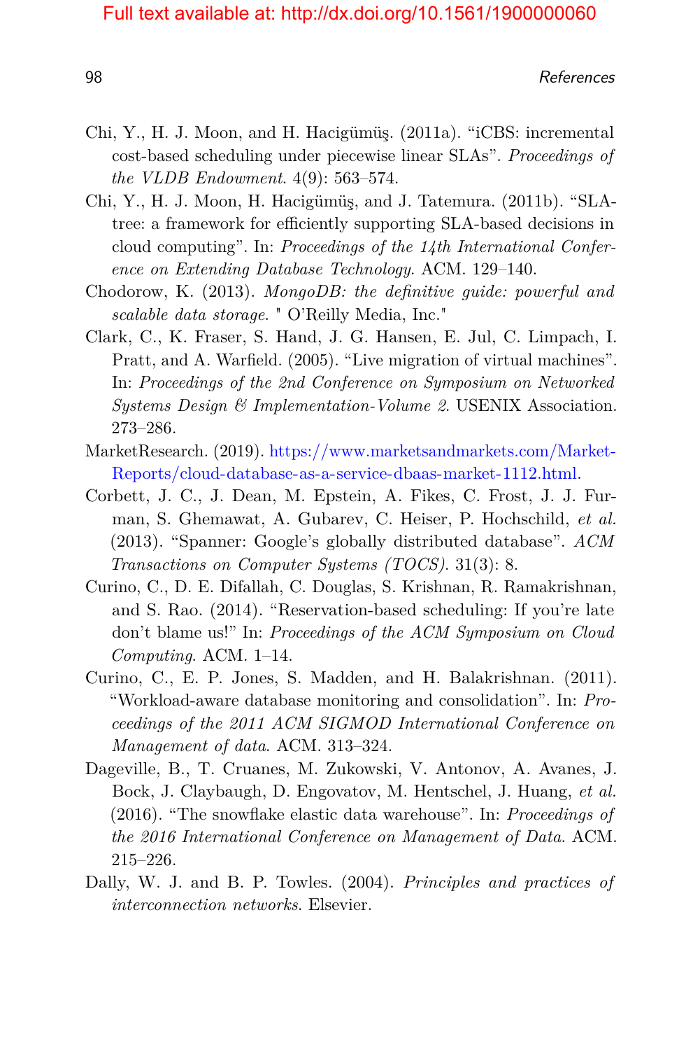Chi, Y., H. J. Moon, and H. Hacigümüş. (2011a). "iCBS: incremental cost-based scheduling under piecewise linear SLAs". *Proceedings of the VLDB Endowment*. 4(9): 563–574.

Chi, Y., H. J. Moon, H. Hacigümüş, and J. Tatemura. (2011b). "SLA-tree: a framework for efficiently supporting SLA-based decisions in cloud computing". In: *Proceedings of the 14th International Conference on Extending Database Technology*. ACM. 129–140.

Chodorow, K. (2013). *MongoDB: the definitive guide: powerful and scalable data storage*. " O'Reilly Media, Inc."

Clark, C., K. Fraser, S. Hand, J. G. Hansen, E. Jul, C. Limpach, I. Pratt, and A. Warfield. (2005). "Live migration of virtual machines". In: *Proceedings of the 2nd Conference on Symposium on Networked Systems Design & Implementation-Volume 2*. USENIX Association. 273–286.

MarketResearch. (2019). https://www.marketsandmarkets.com/Market-Reports/cloud-database-as-a-service-dbaas-market-1112.html.

Corbett, J. C., J. Dean, M. Epstein, A. Fikes, C. Frost, J. J. Furman, S. Ghemawat, A. Gubarev, C. Heiser, P. Hochschild, *et al.* (2013). "Spanner: Google's globally distributed database". *ACM Transactions on Computer Systems (TOCS)*. 31(3): 8.

Curino, C., D. E. Difallah, C. Douglas, S. Krishnan, R. Ramakrishnan, and S. Rao. (2014). "Reservation-based scheduling: If you're late don't blame us!" In: *Proceedings of the ACM Symposium on Cloud Computing*. ACM. 1–14.

Curino, C., E. P. Jones, S. Madden, and H. Balakrishnan. (2011). "Workload-aware database monitoring and consolidation". In: *Proceedings of the 2011 ACM SIGMOD International Conference on Management of data*. ACM. 313–324.

Dageville, B., T. Cruanes, M. Zukowski, V. Antonov, A. Avanes, J. Bock, J. Claybaugh, D. Engovatov, M. Hentschel, J. Huang, *et al.* (2016). "The snowflake elastic data warehouse". In: *Proceedings of the 2016 International Conference on Management of Data*. ACM. 215–226.

Dally, W. J. and B. P. Towles. (2004). *Principles and practices of interconnection networks*. Elsevier.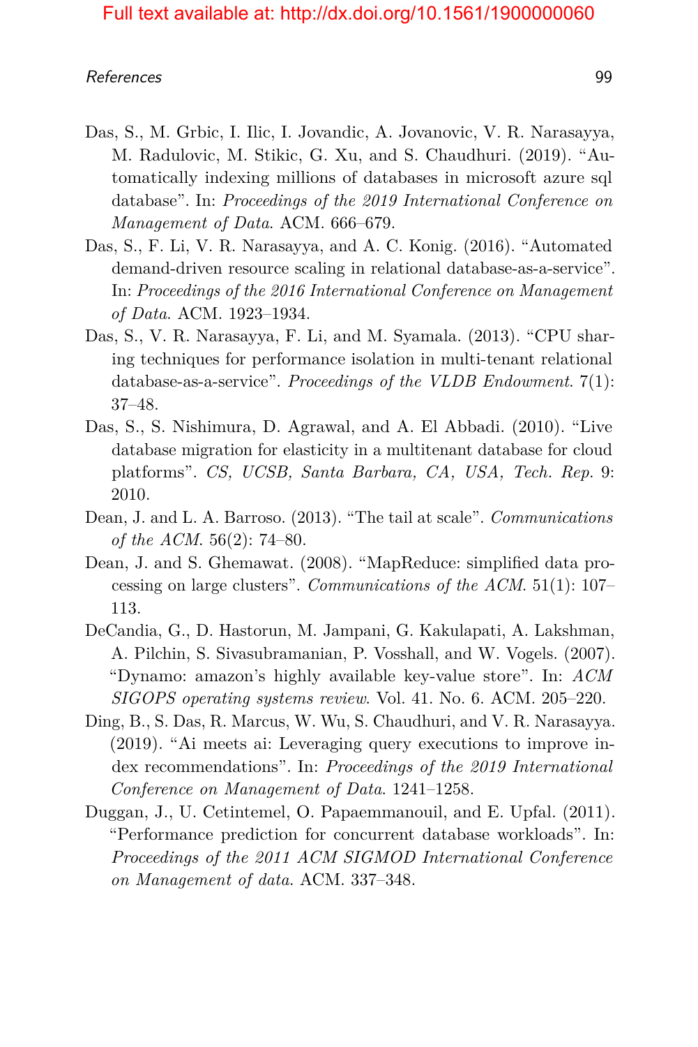Das, S., M. Grbic, I. Ilic, I. Jovandic, A. Jovanovic, V. R. Narasayya, M. Radulovic, M. Stikic, G. Xu, and S. Chaudhuri. (2019). "Automatically indexing millions of databases in microsoft azure sql database". In: *Proceedings of the 2019 International Conference on Management of Data*. ACM. 666–679.

Das, S., F. Li, V. R. Narasayya, and A. C. Konig. (2016). "Automated demand-driven resource scaling in relational database-as-a-service". In: *Proceedings of the 2016 International Conference on Management of Data*. ACM. 1923–1934.

Das, S., V. R. Narasayya, F. Li, and M. Syamala. (2013). "CPU sharing techniques for performance isolation in multi-tenant relational database-as-a-service". *Proceedings of the VLDB Endowment*. 7(1): 37–48.

Das, S., S. Nishimura, D. Agrawal, and A. El Abbadi. (2010). "Live database migration for elasticity in a multitenant database for cloud platforms". *CS, UCSB, Santa Barbara, CA, USA, Tech. Rep.* 9: 2010.

Dean, J. and L. A. Barroso. (2013). "The tail at scale". *Communications of the ACM*. 56(2): 74–80.

Dean, J. and S. Ghemawat. (2008). "MapReduce: simplified data processing on large clusters". *Communications of the ACM*. 51(1): 107–113.

DeCandia, G., D. Hastorun, M. Jampani, G. Kakulapati, A. Lakshman, A. Pilchin, S. Sivasubramanian, P. Vosshall, and W. Vogels. (2007). "Dynamo: amazon's highly available key-value store". In: *ACM SIGOPS operating systems review*. Vol. 41. No. 6. ACM. 205–220.

Ding, B., S. Das, R. Marcus, W. Wu, S. Chaudhuri, and V. R. Narasayya. (2019). "Ai meets ai: Leveraging query executions to improve index recommendations". In: *Proceedings of the 2019 International Conference on Management of Data*. 1241–1258.

Duggan, J., U. Cetintemel, O. Papaemmanouil, and E. Upfal. (2011). "Performance prediction for concurrent database workloads". In: *Proceedings of the 2011 ACM SIGMOD International Conference on Management of data*. ACM. 337–348.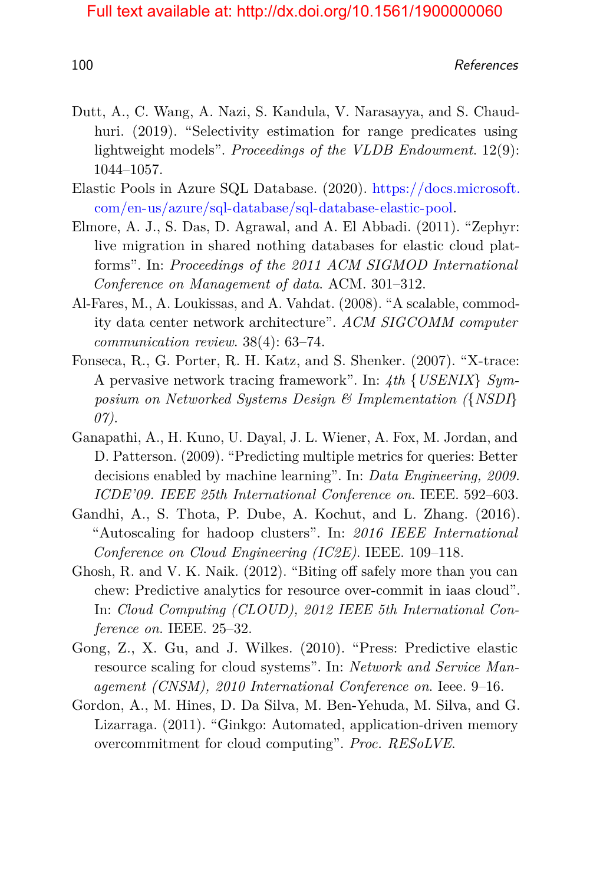Dutt, A., C. Wang, A. Nazi, S. Kandula, V. Narasayya, and S. Chaudhuri. (2019). "Selectivity estimation for range predicates using lightweight models". *Proceedings of the VLDB Endowment*. 12(9): 1044–1057.

Elastic Pools in Azure SQL Database. (2020). https://docs.microsoft.com/en-us/azure/sql-database/sql-database-elastic-pool.

Elmore, A. J., S. Das, D. Agrawal, and A. El Abbadi. (2011). "Zephyr: live migration in shared nothing databases for elastic cloud platforms". In: *Proceedings of the 2011 ACM SIGMOD International Conference on Management of data*. ACM. 301–312.

Al-Fares, M., A. Loukissas, and A. Vahdat. (2008). "A scalable, commodity data center network architecture". *ACM SIGCOMM computer communication review*. 38(4): 63–74.

Fonseca, R., G. Porter, R. H. Katz, and S. Shenker. (2007). "X-trace: A pervasive network tracing framework". In: *4th {USENIX} Symposium on Networked Systems Design & Implementation ({NSDI} 07)*.

Ganapathi, A., H. Kuno, U. Dayal, J. L. Wiener, A. Fox, M. Jordan, and D. Patterson. (2009). "Predicting multiple metrics for queries: Better decisions enabled by machine learning". In: *Data Engineering, 2009. ICDE'09. IEEE 25th International Conference on*. IEEE. 592–603.

Gandhi, A., S. Thota, P. Dube, A. Kochut, and L. Zhang. (2016). "Autoscaling for hadoop clusters". In: *2016 IEEE International Conference on Cloud Engineering (IC2E)*. IEEE. 109–118.

Ghosh, R. and V. K. Naik. (2012). "Biting off safely more than you can chew: Predictive analytics for resource over-commit in iaas cloud". In: *Cloud Computing (CLOUD), 2012 IEEE 5th International Conference on*. IEEE. 25–32.

Gong, Z., X. Gu, and J. Wilkes. (2010). "Press: Predictive elastic resource scaling for cloud systems". In: *Network and Service Management (CNSM), 2010 International Conference on*. Ieee. 9–16.

Gordon, A., M. Hines, D. Da Silva, M. Ben-Yehuda, M. Silva, and G. Lizarraga. (2011). "Ginkgo: Automated, application-driven memory overcommitment for cloud computing". *Proc. RESoLVE*.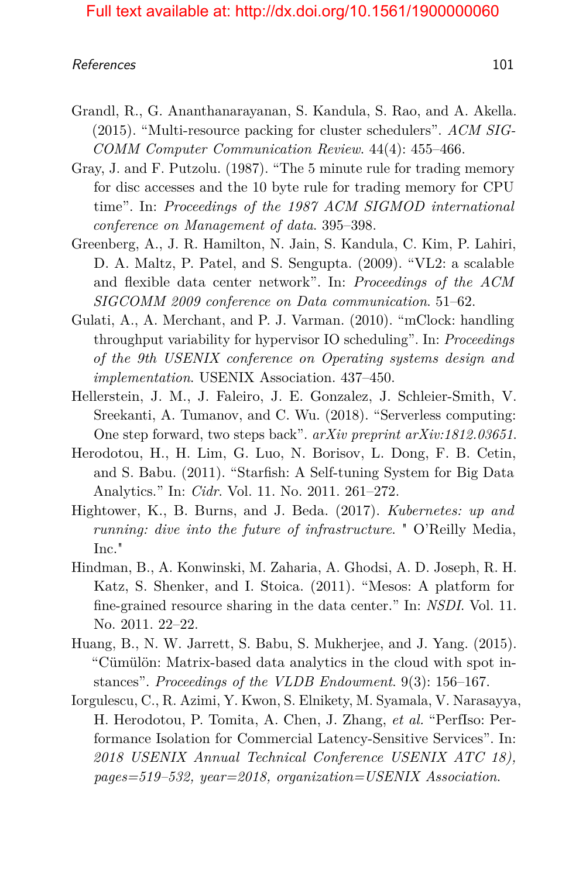Grandl, R., G. Ananthanarayanan, S. Kandula, S. Rao, and A. Akella. (2015). "Multi-resource packing for cluster schedulers". *ACM SIGCOMM Computer Communication Review*. 44(4): 455–466.

Gray, J. and F. Putzolu. (1987). "The 5 minute rule for trading memory for disc accesses and the 10 byte rule for trading memory for CPU time". In: *Proceedings of the 1987 ACM SIGMOD international conference on Management of data*. 395–398.

Greenberg, A., J. R. Hamilton, N. Jain, S. Kandula, C. Kim, P. Lahiri, D. A. Maltz, P. Patel, and S. Sengupta. (2009). "VL2: a scalable and flexible data center network". In: *Proceedings of the ACM SIGCOMM 2009 conference on Data communication*. 51–62.

Gulati, A., A. Merchant, and P. J. Varman. (2010). "mClock: handling throughput variability for hypervisor IO scheduling". In: *Proceedings of the 9th USENIX conference on Operating systems design and implementation*. USENIX Association. 437–450.

Hellerstein, J. M., J. Faleiro, J. E. Gonzalez, J. Schleier-Smith, V. Sreekanti, A. Tumanov, and C. Wu. (2018). "Serverless computing: One step forward, two steps back". *arXiv preprint arXiv:1812.03651*.

Herodotou, H., H. Lim, G. Luo, N. Borisov, L. Dong, F. B. Cetin, and S. Babu. (2011). "Starfish: A Self-tuning System for Big Data Analytics." In: *Cidr*. Vol. 11. No. 2011. 261–272.

Hightower, K., B. Burns, and J. Beda. (2017). *Kubernetes: up and running: dive into the future of infrastructure*. " O'Reilly Media, Inc."

Hindman, B., A. Konwinski, M. Zaharia, A. Ghodsi, A. D. Joseph, R. H. Katz, S. Shenker, and I. Stoica. (2011). "Mesos: A platform for fine-grained resource sharing in the data center." In: *NSDI*. Vol. 11. No. 2011. 22–22.

Huang, B., N. W. Jarrett, S. Babu, S. Mukherjee, and J. Yang. (2015). "Cümülön: Matrix-based data analytics in the cloud with spot instances". *Proceedings of the VLDB Endowment*. 9(3): 156–167.

Iorgulescu, C., R. Azimi, Y. Kwon, S. Elnikety, M. Syamala, V. Narasayya, H. Herodotou, P. Tomita, A. Chen, J. Zhang, *et al.* "PerfIso: Performance Isolation for Commercial Latency-Sensitive Services". In: *2018 USENIX Annual Technical Conference USENIX ATC 18), pages=519–532, year=2018, organization=USENIX Association*.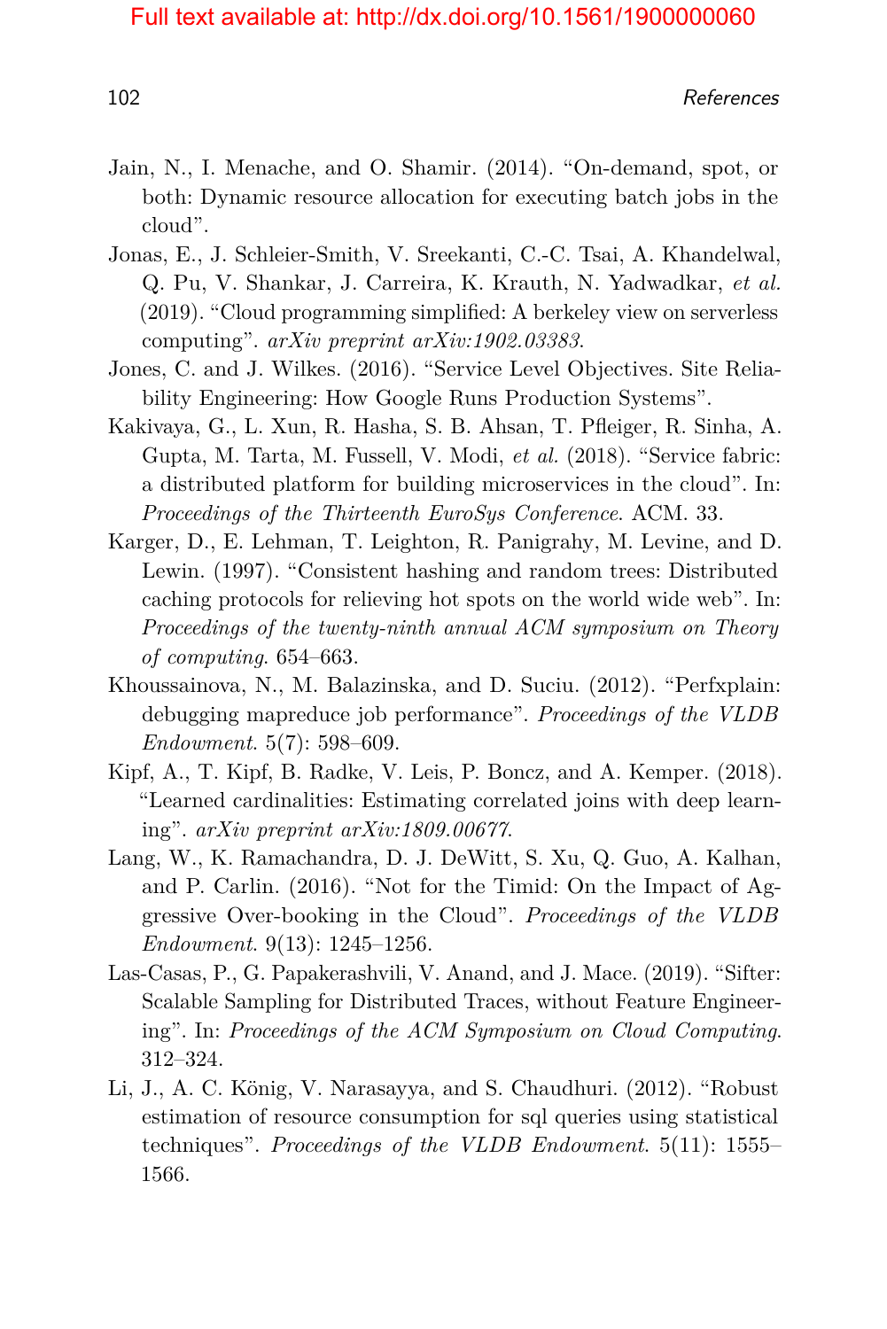Jain, N., I. Menache, and O. Shamir. (2014). "On-demand, spot, or both: Dynamic resource allocation for executing batch jobs in the cloud".

Jonas, E., J. Schleier-Smith, V. Sreekanti, C.-C. Tsai, A. Khandelwal, Q. Pu, V. Shankar, J. Carreira, K. Krauth, N. Yadwadkar, *et al.* (2019). "Cloud programming simplified: A berkeley view on serverless computing". *arXiv preprint arXiv:1902.03383*.

Jones, C. and J. Wilkes. (2016). "Service Level Objectives. Site Reliability Engineering: How Google Runs Production Systems".

Kakivaya, G., L. Xun, R. Hasha, S. B. Ahsan, T. Pfleiger, R. Sinha, A. Gupta, M. Tarta, M. Fussell, V. Modi, *et al.* (2018). "Service fabric: a distributed platform for building microservices in the cloud". In: *Proceedings of the Thirteenth EuroSys Conference*. ACM. 33.

Karger, D., E. Lehman, T. Leighton, R. Panigrahy, M. Levine, and D. Lewin. (1997). "Consistent hashing and random trees: Distributed caching protocols for relieving hot spots on the world wide web". In: *Proceedings of the twenty-ninth annual ACM symposium on Theory of computing*. 654–663.

Khoussainova, N., M. Balazinska, and D. Suciu. (2012). "Perfxplain: debugging mapreduce job performance". *Proceedings of the VLDB Endowment*. 5(7): 598–609.

Kipf, A., T. Kipf, B. Radke, V. Leis, P. Boncz, and A. Kemper. (2018). "Learned cardinalities: Estimating correlated joins with deep learning". *arXiv preprint arXiv:1809.00677*.

Lang, W., K. Ramachandra, D. J. DeWitt, S. Xu, Q. Guo, A. Kalhan, and P. Carlin. (2016). "Not for the Timid: On the Impact of Aggressive Over-booking in the Cloud". *Proceedings of the VLDB Endowment*. 9(13): 1245–1256.

Las-Casas, P., G. Papakerashvili, V. Anand, and J. Mace. (2019). "Sifter: Scalable Sampling for Distributed Traces, without Feature Engineering". In: *Proceedings of the ACM Symposium on Cloud Computing*. 312–324.

Li, J., A. C. König, V. Narasayya, and S. Chaudhuri. (2012). "Robust estimation of resource consumption for sql queries using statistical techniques". *Proceedings of the VLDB Endowment*. 5(11): 1555–1566.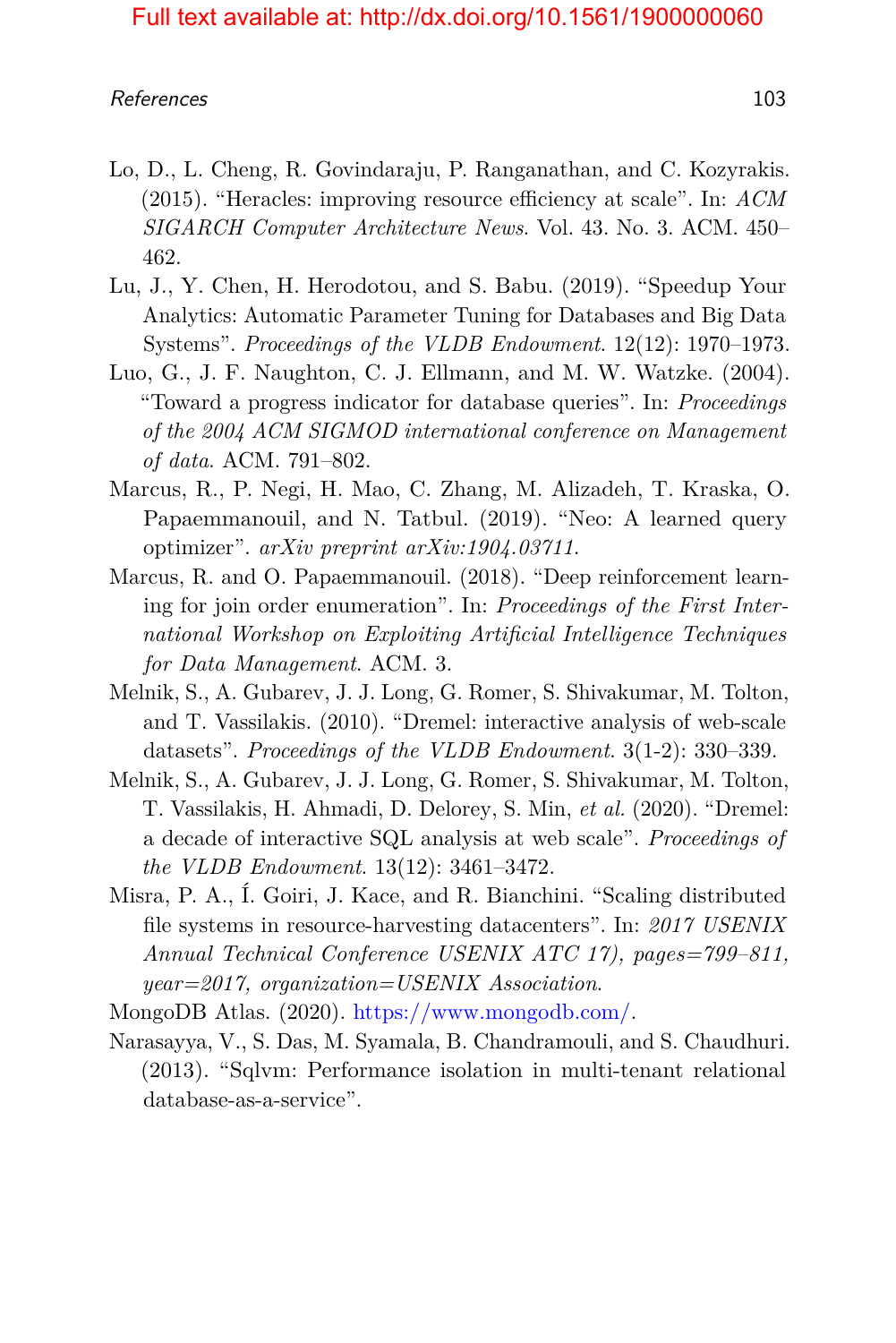Lo, D., L. Cheng, R. Govindaraju, P. Ranganathan, and C. Kozyrakis. (2015). "Heracles: improving resource efficiency at scale". In: *ACM SIGARCH Computer Architecture News*. Vol. 43. No. 3. ACM. 450–462.

Lu, J., Y. Chen, H. Herodotou, and S. Babu. (2019). "Speedup Your Analytics: Automatic Parameter Tuning for Databases and Big Data Systems". *Proceedings of the VLDB Endowment*. 12(12): 1970–1973.

Luo, G., J. F. Naughton, C. J. Ellmann, and M. W. Watzke. (2004). "Toward a progress indicator for database queries". In: *Proceedings of the 2004 ACM SIGMOD international conference on Management of data*. ACM. 791–802.

Marcus, R., P. Negi, H. Mao, C. Zhang, M. Alizadeh, T. Kraska, O. Papaemmanouil, and N. Tatbul. (2019). "Neo: A learned query optimizer". *arXiv preprint arXiv:1904.03711*.

Marcus, R. and O. Papaemmanouil. (2018). "Deep reinforcement learning for join order enumeration". In: *Proceedings of the First International Workshop on Exploiting Artificial Intelligence Techniques for Data Management*. ACM. 3.

Melnik, S., A. Gubarev, J. J. Long, G. Romer, S. Shivakumar, M. Tolton, and T. Vassilakis. (2010). "Dremel: interactive analysis of web-scale datasets". *Proceedings of the VLDB Endowment*. 3(1-2): 330–339.

Melnik, S., A. Gubarev, J. J. Long, G. Romer, S. Shivakumar, M. Tolton, T. Vassilakis, H. Ahmadi, D. Delorey, S. Min, *et al.* (2020). "Dremel: a decade of interactive SQL analysis at web scale". *Proceedings of the VLDB Endowment*. 13(12): 3461–3472.

Misra, P. A., Í. Goiri, J. Kace, and R. Bianchini. "Scaling distributed file systems in resource-harvesting datacenters". In: *2017 USENIX Annual Technical Conference USENIX ATC 17), pages=799–811, year=2017, organization=USENIX Association*.

MongoDB Atlas. (2020). https://www.mongodb.com/.

Narasayya, V., S. Das, M. Syamala, B. Chandramouli, and S. Chaudhuri. (2013). "Sqlvm: Performance isolation in multi-tenant relational database-as-a-service".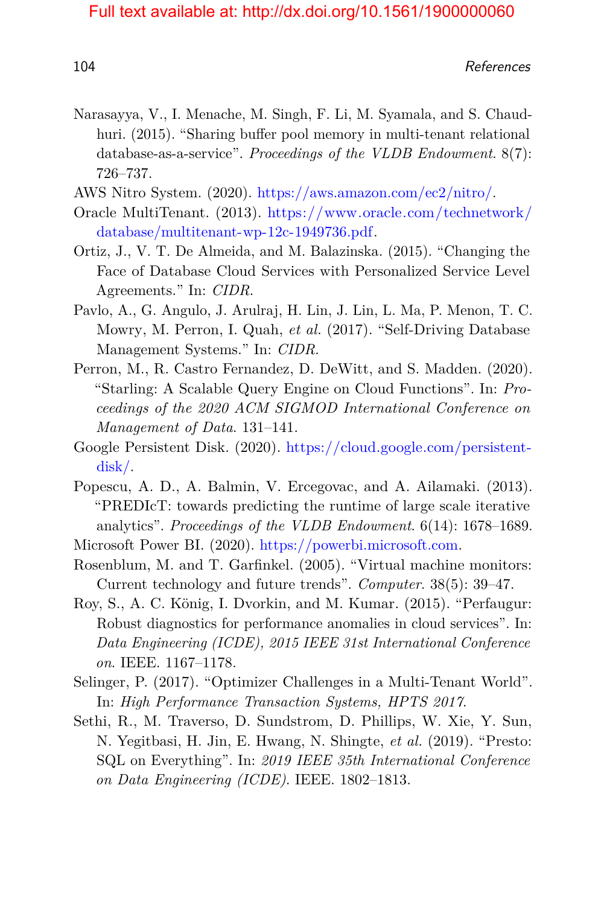Narasayya, V., I. Menache, M. Singh, F. Li, M. Syamala, and S. Chaudhuri. (2015). "Sharing buffer pool memory in multi-tenant relational database-as-a-service". *Proceedings of the VLDB Endowment*. 8(7): 726–737.

AWS Nitro System. (2020). https://aws.amazon.com/ec2/nitro/.

Oracle MultiTenant. (2013). https://www.oracle.com/technetwork/database/multitenant-wp-12c-1949736.pdf.

Ortiz, J., V. T. De Almeida, and M. Balazinska. (2015). "Changing the Face of Database Cloud Services with Personalized Service Level Agreements." In: *CIDR*.

Pavlo, A., G. Angulo, J. Arulraj, H. Lin, J. Lin, L. Ma, P. Menon, T. C. Mowry, M. Perron, I. Quah, *et al.* (2017). "Self-Driving Database Management Systems." In: *CIDR*.

Perron, M., R. Castro Fernandez, D. DeWitt, and S. Madden. (2020). "Starling: A Scalable Query Engine on Cloud Functions". In: *Proceedings of the 2020 ACM SIGMOD International Conference on Management of Data*. 131–141.

Google Persistent Disk. (2020). https://cloud.google.com/persistent-disk/.

Popescu, A. D., A. Balmin, V. Ercegovac, and A. Ailamaki. (2013). "PREDIcT: towards predicting the runtime of large scale iterative analytics". *Proceedings of the VLDB Endowment*. 6(14): 1678–1689.

Microsoft Power BI. (2020). https://powerbi.microsoft.com.

Rosenblum, M. and T. Garfinkel. (2005). "Virtual machine monitors: Current technology and future trends". *Computer*. 38(5): 39–47.

Roy, S., A. C. König, I. Dvorkin, and M. Kumar. (2015). "Perfaugur: Robust diagnostics for performance anomalies in cloud services". In: *Data Engineering (ICDE), 2015 IEEE 31st International Conference on*. IEEE. 1167–1178.

Selinger, P. (2017). "Optimizer Challenges in a Multi-Tenant World". In: *High Performance Transaction Systems, HPTS 2017*.

Sethi, R., M. Traverso, D. Sundstrom, D. Phillips, W. Xie, Y. Sun, N. Yegitbasi, H. Jin, E. Hwang, N. Shingte, *et al.* (2019). "Presto: SQL on Everything". In: *2019 IEEE 35th International Conference on Data Engineering (ICDE)*. IEEE. 1802–1813.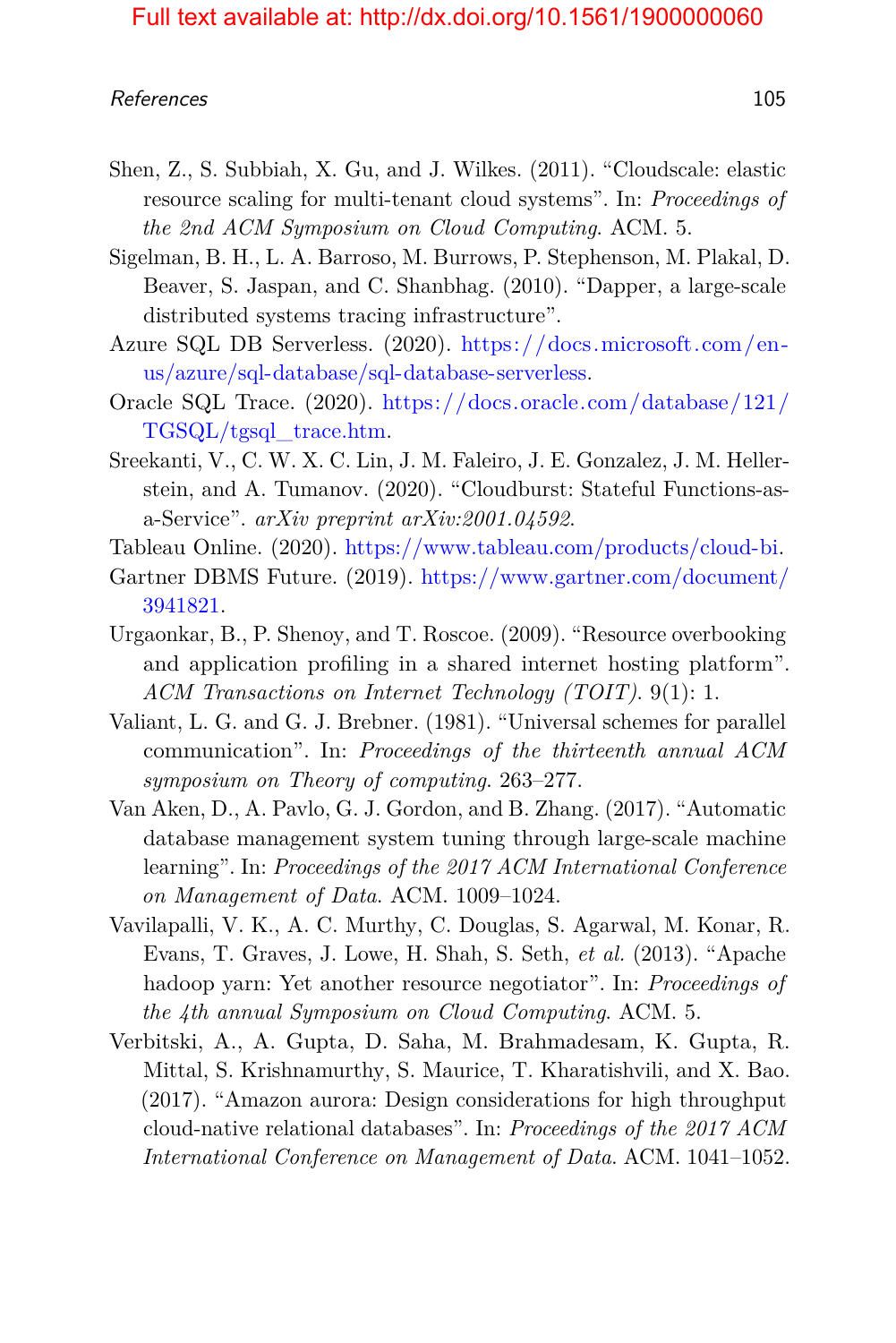Shen, Z., S. Subbiah, X. Gu, and J. Wilkes. (2011). "Cloudscale: elastic resource scaling for multi-tenant cloud systems". In: *Proceedings of the 2nd ACM Symposium on Cloud Computing*. ACM. 5.

Sigelman, B. H., L. A. Barroso, M. Burrows, P. Stephenson, M. Plakal, D. Beaver, S. Jaspan, and C. Shanbhag. (2010). "Dapper, a large-scale distributed systems tracing infrastructure".

Azure SQL DB Serverless. (2020). https://docs.microsoft.com/en-us/azure/sql-database/sql-database-serverless.

Oracle SQL Trace. (2020). https://docs.oracle.com/database/121/TGSQL/tgsql_trace.htm.

Sreekanti, V., C. W. X. C. Lin, J. M. Faleiro, J. E. Gonzalez, J. M. Hellerstein, and A. Tumanov. (2020). "Cloudburst: Stateful Functions-as-a-Service". *arXiv preprint arXiv:2001.04592*.

Tableau Online. (2020). https://www.tableau.com/products/cloud-bi.

Gartner DBMS Future. (2019). https://www.gartner.com/document/3941821.

Urgaonkar, B., P. Shenoy, and T. Roscoe. (2009). "Resource overbooking and application profiling in a shared internet hosting platform". *ACM Transactions on Internet Technology (TOIT)*. 9(1): 1.

Valiant, L. G. and G. J. Brebner. (1981). "Universal schemes for parallel communication". In: *Proceedings of the thirteenth annual ACM symposium on Theory of computing*. 263–277.

Van Aken, D., A. Pavlo, G. J. Gordon, and B. Zhang. (2017). "Automatic database management system tuning through large-scale machine learning". In: *Proceedings of the 2017 ACM International Conference on Management of Data*. ACM. 1009–1024.

Vavilapalli, V. K., A. C. Murthy, C. Douglas, S. Agarwal, M. Konar, R. Evans, T. Graves, J. Lowe, H. Shah, S. Seth, *et al.* (2013). "Apache hadoop yarn: Yet another resource negotiator". In: *Proceedings of the 4th annual Symposium on Cloud Computing*. ACM. 5.

Verbitski, A., A. Gupta, D. Saha, M. Brahmadesam, K. Gupta, R. Mittal, S. Krishnamurthy, S. Maurice, T. Kharatishvili, and X. Bao. (2017). "Amazon aurora: Design considerations for high throughput cloud-native relational databases". In: *Proceedings of the 2017 ACM International Conference on Management of Data*. ACM. 1041–1052.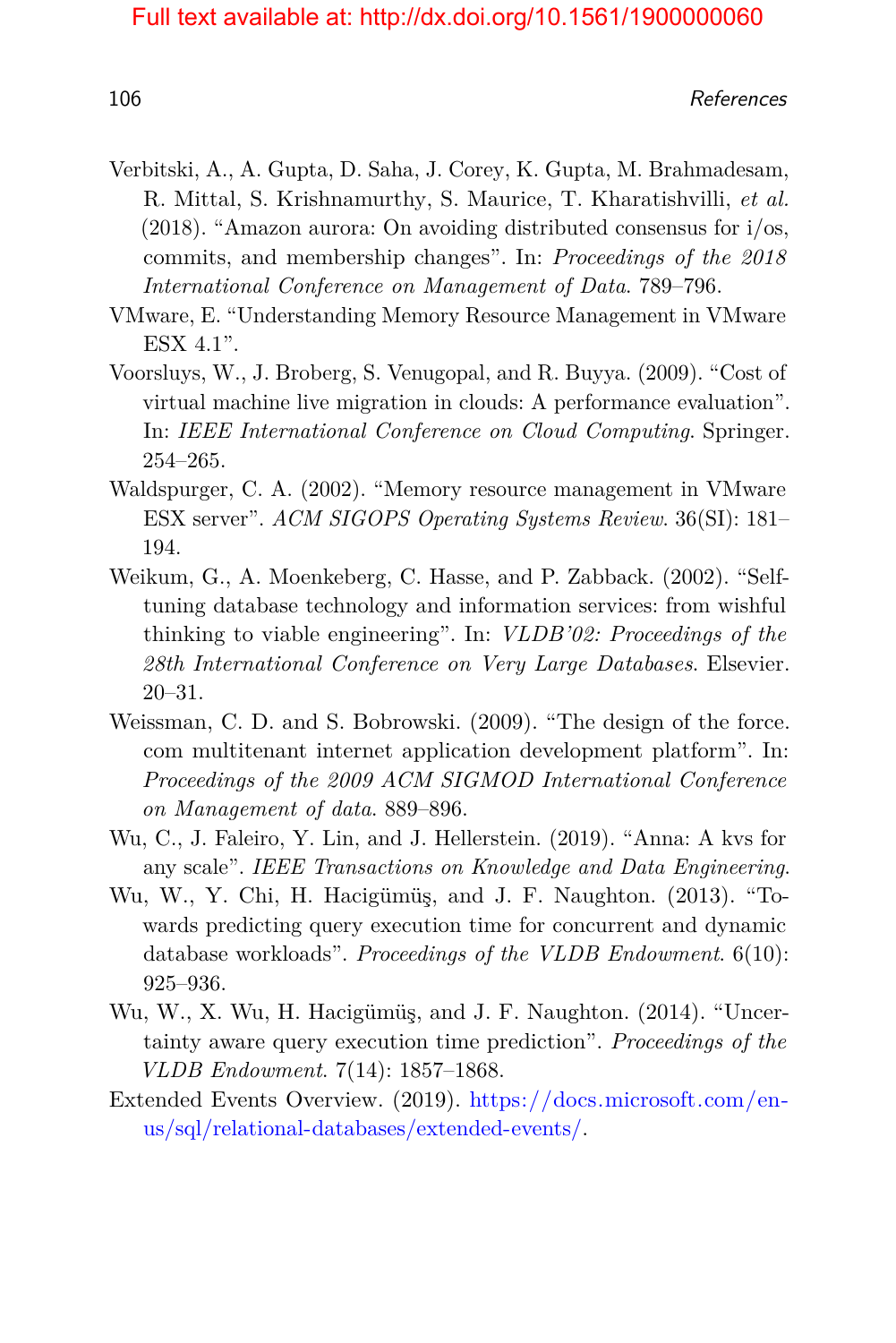Verbitski, A., A. Gupta, D. Saha, J. Corey, K. Gupta, M. Brahmadesam, R. Mittal, S. Krishnamurthy, S. Maurice, T. Kharatishvilli, *et al.* (2018). "Amazon aurora: On avoiding distributed consensus for i/os, commits, and membership changes". In: *Proceedings of the 2018 International Conference on Management of Data*. 789–796.

VMware, E. "Understanding Memory Resource Management in VMware ESX 4.1".

Voorsluys, W., J. Broberg, S. Venugopal, and R. Buyya. (2009). "Cost of virtual machine live migration in clouds: A performance evaluation". In: *IEEE International Conference on Cloud Computing*. Springer. 254–265.

Waldspurger, C. A. (2002). "Memory resource management in VMware ESX server". *ACM SIGOPS Operating Systems Review*. 36(SI): 181–194.

Weikum, G., A. Moenkeberg, C. Hasse, and P. Zabback. (2002). "Self-tuning database technology and information services: from wishful thinking to viable engineering". In: *VLDB'02: Proceedings of the 28th International Conference on Very Large Databases*. Elsevier. 20–31.

Weissman, C. D. and S. Bobrowski. (2009). "The design of the force.com multitenant internet application development platform". In: *Proceedings of the 2009 ACM SIGMOD International Conference on Management of data*. 889–896.

Wu, C., J. Faleiro, Y. Lin, and J. Hellerstein. (2019). "Anna: A kvs for any scale". *IEEE Transactions on Knowledge and Data Engineering*.

Wu, W., Y. Chi, H. Hacigümüş, and J. F. Naughton. (2013). "Towards predicting query execution time for concurrent and dynamic database workloads". *Proceedings of the VLDB Endowment*. 6(10): 925–936.

Wu, W., X. Wu, H. Hacigümüş, and J. F. Naughton. (2014). "Uncertainty aware query execution time prediction". *Proceedings of the VLDB Endowment*. 7(14): 1857–1868.

Extended Events Overview. (2019). https://docs.microsoft.com/en-us/sql/relational-databases/extended-events/.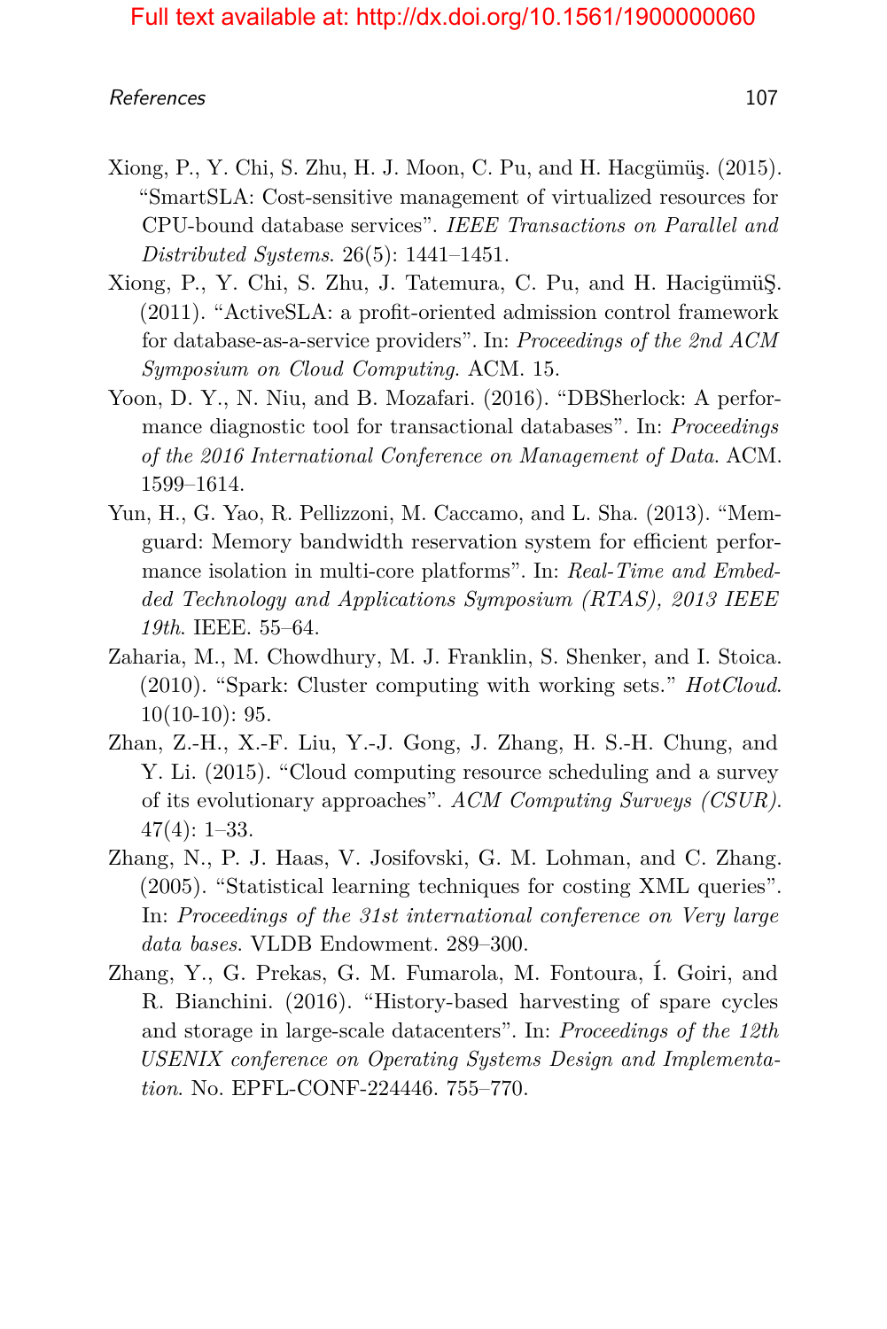Xiong, P., Y. Chi, S. Zhu, H. J. Moon, C. Pu, and H. Hacgümüş. (2015). "SmartSLA: Cost-sensitive management of virtualized resources for CPU-bound database services". *IEEE Transactions on Parallel and Distributed Systems*. 26(5): 1441–1451.

Xiong, P., Y. Chi, S. Zhu, J. Tatemura, C. Pu, and H. HacigümüŞ. (2011). "ActiveSLA: a profit-oriented admission control framework for database-as-a-service providers". In: *Proceedings of the 2nd ACM Symposium on Cloud Computing*. ACM. 15.

Yoon, D. Y., N. Niu, and B. Mozafari. (2016). "DBSherlock: A performance diagnostic tool for transactional databases". In: *Proceedings of the 2016 International Conference on Management of Data*. ACM. 1599–1614.

Yun, H., G. Yao, R. Pellizzoni, M. Caccamo, and L. Sha. (2013). "Memguard: Memory bandwidth reservation system for efficient performance isolation in multi-core platforms". In: *Real-Time and Embedded Technology and Applications Symposium (RTAS), 2013 IEEE 19th*. IEEE. 55–64.

Zaharia, M., M. Chowdhury, M. J. Franklin, S. Shenker, and I. Stoica. (2010). "Spark: Cluster computing with working sets." *HotCloud*. 10(10-10): 95.

Zhan, Z.-H., X.-F. Liu, Y.-J. Gong, J. Zhang, H. S.-H. Chung, and Y. Li. (2015). "Cloud computing resource scheduling and a survey of its evolutionary approaches". *ACM Computing Surveys (CSUR)*. 47(4): 1–33.

Zhang, N., P. J. Haas, V. Josifovski, G. M. Lohman, and C. Zhang. (2005). "Statistical learning techniques for costing XML queries". In: *Proceedings of the 31st international conference on Very large data bases*. VLDB Endowment. 289–300.

Zhang, Y., G. Prekas, G. M. Fumarola, M. Fontoura, Í. Goiri, and R. Bianchini. (2016). "History-based harvesting of spare cycles and storage in large-scale datacenters". In: *Proceedings of the 12th USENIX conference on Operating Systems Design and Implementation*. No. EPFL-CONF-224446. 755–770.